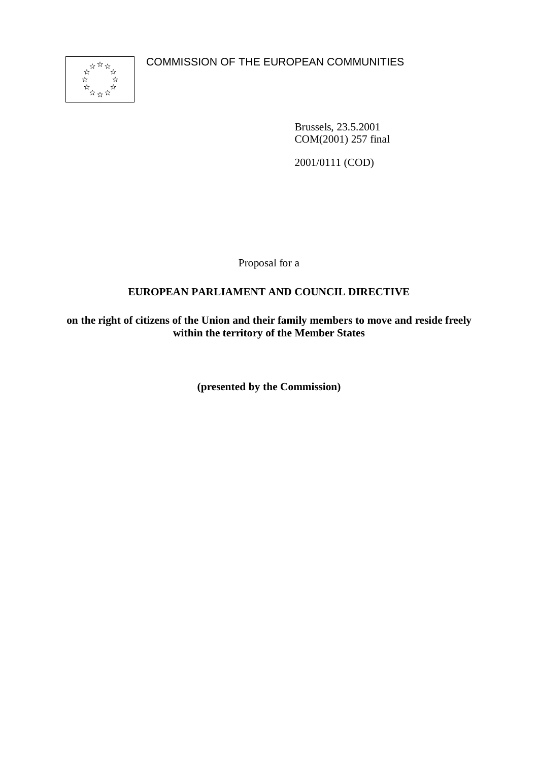COMMISSION OF THE EUROPEAN COMMUNITIES

Brussels, 23.5.2001
COM(2001) 257 final

2001/0111 (COD)

Proposal for a

**EUROPEAN PARLIAMENT AND COUNCIL DIRECTIVE**

**on the right of citizens of the Union and their family members to move and reside freely within the territory of the Member States**

**(presented by the Commission)**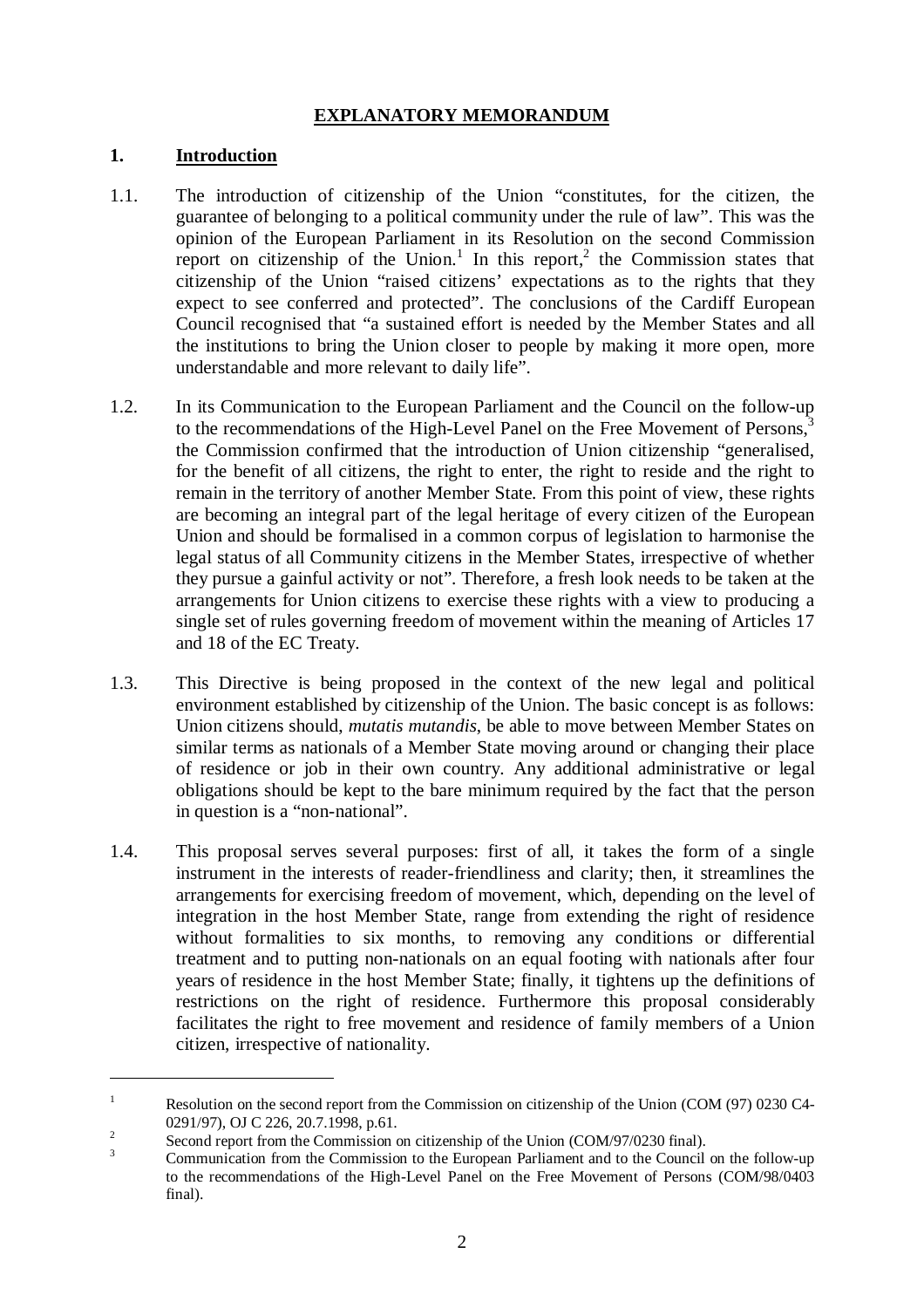# EXPLANATORY MEMORANDUM

## 1. Introduction

1.1. The introduction of citizenship of the Union "constitutes, for the citizen, the guarantee of belonging to a political community under the rule of law". This was the opinion of the European Parliament in its Resolution on the second Commission report on citizenship of the Union.[1] In this report,[2] the Commission states that citizenship of the Union "raised citizens' expectations as to the rights that they expect to see conferred and protected". The conclusions of the Cardiff European Council recognised that "a sustained effort is needed by the Member States and all the institutions to bring the Union closer to people by making it more open, more understandable and more relevant to daily life".

1.2. In its Communication to the European Parliament and the Council on the follow-up to the recommendations of the High-Level Panel on the Free Movement of Persons,[3] the Commission confirmed that the introduction of Union citizenship "generalised, for the benefit of all citizens, the right to enter, the right to reside and the right to remain in the territory of another Member State. From this point of view, these rights are becoming an integral part of the legal heritage of every citizen of the European Union and should be formalised in a common corpus of legislation to harmonise the legal status of all Community citizens in the Member States, irrespective of whether they pursue a gainful activity or not". Therefore, a fresh look needs to be taken at the arrangements for Union citizens to exercise these rights with a view to producing a single set of rules governing freedom of movement within the meaning of Articles 17 and 18 of the EC Treaty.

1.3. This Directive is being proposed in the context of the new legal and political environment established by citizenship of the Union. The basic concept is as follows: Union citizens should, *mutatis mutandis*, be able to move between Member States on similar terms as nationals of a Member State moving around or changing their place of residence or job in their own country. Any additional administrative or legal obligations should be kept to the bare minimum required by the fact that the person in question is a "non-national".

1.4. This proposal serves several purposes: first of all, it takes the form of a single instrument in the interests of reader-friendliness and clarity; then, it streamlines the arrangements for exercising freedom of movement, which, depending on the level of integration in the host Member State, range from extending the right of residence without formalities to six months, to removing any conditions or differential treatment and to putting non-nationals on an equal footing with nationals after four years of residence in the host Member State; finally, it tightens up the definitions of restrictions on the right of residence. Furthermore this proposal considerably facilitates the right to free movement and residence of family members of a Union citizen, irrespective of nationality.

---

[1] Resolution on the second report from the Commission on citizenship of the Union (COM (97) 0230 C4-0291/97), OJ C 226, 20.7.1998, p.61.

[2] Second report from the Commission on citizenship of the Union (COM/97/0230 final).

[3] Communication from the Commission to the European Parliament and to the Council on the follow-up to the recommendations of the High-Level Panel on the Free Movement of Persons (COM/98/0403 final).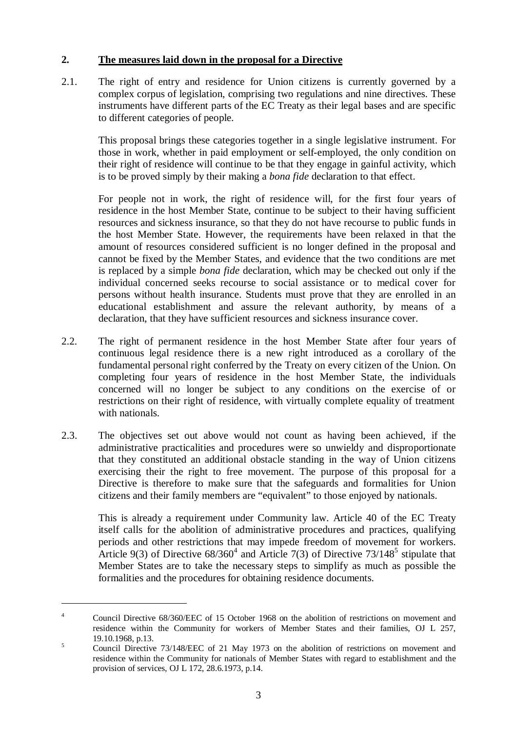## 2. **The measures laid down in the proposal for a Directive**

2.1. The right of entry and residence for Union citizens is currently governed by a complex corpus of legislation, comprising two regulations and nine directives. These instruments have different parts of the EC Treaty as their legal bases and are specific to different categories of people.

This proposal brings these categories together in a single legislative instrument. For those in work, whether in paid employment or self-employed, the only condition on their right of residence will continue to be that they engage in gainful activity, which is to be proved simply by their making a *bona fide* declaration to that effect.

For people not in work, the right of residence will, for the first four years of residence in the host Member State, continue to be subject to their having sufficient resources and sickness insurance, so that they do not have recourse to public funds in the host Member State. However, the requirements have been relaxed in that the amount of resources considered sufficient is no longer defined in the proposal and cannot be fixed by the Member States, and evidence that the two conditions are met is replaced by a simple *bona fide* declaration, which may be checked out only if the individual concerned seeks recourse to social assistance or to medical cover for persons without health insurance. Students must prove that they are enrolled in an educational establishment and assure the relevant authority, by means of a declaration, that they have sufficient resources and sickness insurance cover.

2.2. The right of permanent residence in the host Member State after four years of continuous legal residence there is a new right introduced as a corollary of the fundamental personal right conferred by the Treaty on every citizen of the Union. On completing four years of residence in the host Member State, the individuals concerned will no longer be subject to any conditions on the exercise of or restrictions on their right of residence, with virtually complete equality of treatment with nationals.

2.3. The objectives set out above would not count as having been achieved, if the administrative practicalities and procedures were so unwieldy and disproportionate that they constituted an additional obstacle standing in the way of Union citizens exercising their the right to free movement. The purpose of this proposal for a Directive is therefore to make sure that the safeguards and formalities for Union citizens and their family members are "equivalent" to those enjoyed by nationals.

This is already a requirement under Community law. Article 40 of the EC Treaty itself calls for the abolition of administrative procedures and practices, qualifying periods and other restrictions that may impede freedom of movement for workers. Article 9(3) of Directive 68/360[4] and Article 7(3) of Directive 73/148[5] stipulate that Member States are to take the necessary steps to simplify as much as possible the formalities and the procedures for obtaining residence documents.

---

[4] Council Directive 68/360/EEC of 15 October 1968 on the abolition of restrictions on movement and residence within the Community for workers of Member States and their families, OJ L 257, 19.10.1968, p.13.

[5] Council Directive 73/148/EEC of 21 May 1973 on the abolition of restrictions on movement and residence within the Community for nationals of Member States with regard to establishment and the provision of services, OJ L 172, 28.6.1973, p.14.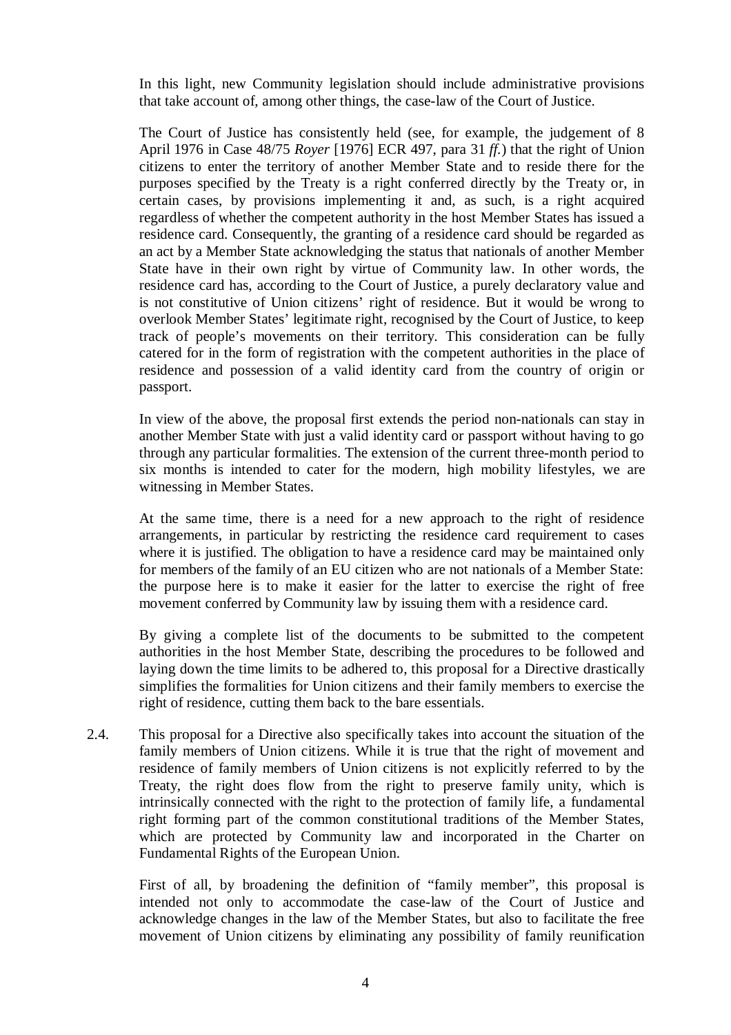In this light, new Community legislation should include administrative provisions that take account of, among other things, the case-law of the Court of Justice.

The Court of Justice has consistently held (see, for example, the judgement of 8 April 1976 in Case 48/75 *Royer* [1976] ECR 497, para 31 *ff.*) that the right of Union citizens to enter the territory of another Member State and to reside there for the purposes specified by the Treaty is a right conferred directly by the Treaty or, in certain cases, by provisions implementing it and, as such, is a right acquired regardless of whether the competent authority in the host Member States has issued a residence card. Consequently, the granting of a residence card should be regarded as an act by a Member State acknowledging the status that nationals of another Member State have in their own right by virtue of Community law. In other words, the residence card has, according to the Court of Justice, a purely declaratory value and is not constitutive of Union citizens' right of residence. But it would be wrong to overlook Member States' legitimate right, recognised by the Court of Justice, to keep track of people's movements on their territory. This consideration can be fully catered for in the form of registration with the competent authorities in the place of residence and possession of a valid identity card from the country of origin or passport.

In view of the above, the proposal first extends the period non-nationals can stay in another Member State with just a valid identity card or passport without having to go through any particular formalities. The extension of the current three-month period to six months is intended to cater for the modern, high mobility lifestyles, we are witnessing in Member States.

At the same time, there is a need for a new approach to the right of residence arrangements, in particular by restricting the residence card requirement to cases where it is justified. The obligation to have a residence card may be maintained only for members of the family of an EU citizen who are not nationals of a Member State: the purpose here is to make it easier for the latter to exercise the right of free movement conferred by Community law by issuing them with a residence card.

By giving a complete list of the documents to be submitted to the competent authorities in the host Member State, describing the procedures to be followed and laying down the time limits to be adhered to, this proposal for a Directive drastically simplifies the formalities for Union citizens and their family members to exercise the right of residence, cutting them back to the bare essentials.

2.4. This proposal for a Directive also specifically takes into account the situation of the family members of Union citizens. While it is true that the right of movement and residence of family members of Union citizens is not explicitly referred to by the Treaty, the right does flow from the right to preserve family unity, which is intrinsically connected with the right to the protection of family life, a fundamental right forming part of the common constitutional traditions of the Member States, which are protected by Community law and incorporated in the Charter on Fundamental Rights of the European Union.

First of all, by broadening the definition of "family member", this proposal is intended not only to accommodate the case-law of the Court of Justice and acknowledge changes in the law of the Member States, but also to facilitate the free movement of Union citizens by eliminating any possibility of family reunification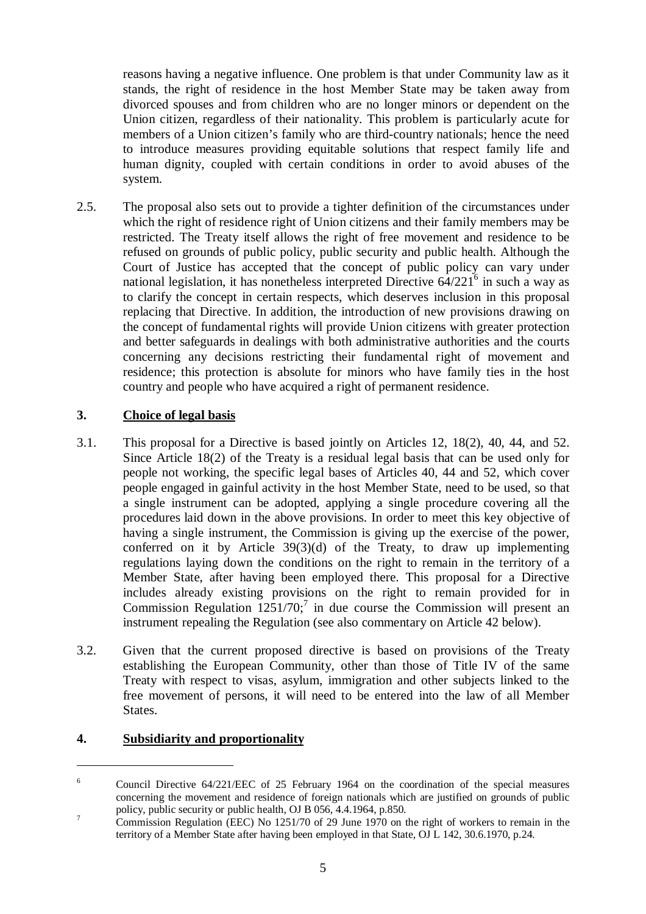reasons having a negative influence. One problem is that under Community law as it stands, the right of residence in the host Member State may be taken away from divorced spouses and from children who are no longer minors or dependent on the Union citizen, regardless of their nationality. This problem is particularly acute for members of a Union citizen's family who are third-country nationals; hence the need to introduce measures providing equitable solutions that respect family life and human dignity, coupled with certain conditions in order to avoid abuses of the system.

2.5. The proposal also sets out to provide a tighter definition of the circumstances under which the right of residence right of Union citizens and their family members may be restricted. The Treaty itself allows the right of free movement and residence to be refused on grounds of public policy, public security and public health. Although the Court of Justice has accepted that the concept of public policy can vary under national legislation, it has nonetheless interpreted Directive 64/221[6] in such a way as to clarify the concept in certain respects, which deserves inclusion in this proposal replacing that Directive. In addition, the introduction of new provisions drawing on the concept of fundamental rights will provide Union citizens with greater protection and better safeguards in dealings with both administrative authorities and the courts concerning any decisions restricting their fundamental right of movement and residence; this protection is absolute for minors who have family ties in the host country and people who have acquired a right of permanent residence.

## 3. Choice of legal basis

3.1. This proposal for a Directive is based jointly on Articles 12, 18(2), 40, 44, and 52. Since Article 18(2) of the Treaty is a residual legal basis that can be used only for people not working, the specific legal bases of Articles 40, 44 and 52, which cover people engaged in gainful activity in the host Member State, need to be used, so that a single instrument can be adopted, applying a single procedure covering all the procedures laid down in the above provisions. In order to meet this key objective of having a single instrument, the Commission is giving up the exercise of the power, conferred on it by Article 39(3)(d) of the Treaty, to draw up implementing regulations laying down the conditions on the right to remain in the territory of a Member State, after having been employed there. This proposal for a Directive includes already existing provisions on the right to remain provided for in Commission Regulation 1251/70;[7] in due course the Commission will present an instrument repealing the Regulation (see also commentary on Article 42 below).

3.2. Given that the current proposed directive is based on provisions of the Treaty establishing the European Community, other than those of Title IV of the same Treaty with respect to visas, asylum, immigration and other subjects linked to the free movement of persons, it will need to be entered into the law of all Member States.

## 4. Subsidiarity and proportionality

---

[6] Council Directive 64/221/EEC of 25 February 1964 on the coordination of the special measures concerning the movement and residence of foreign nationals which are justified on grounds of public policy, public security or public health, OJ B 056, 4.4.1964, p.850.

[7] Commission Regulation (EEC) No 1251/70 of 29 June 1970 on the right of workers to remain in the territory of a Member State after having been employed in that State, OJ L 142, 30.6.1970, p.24.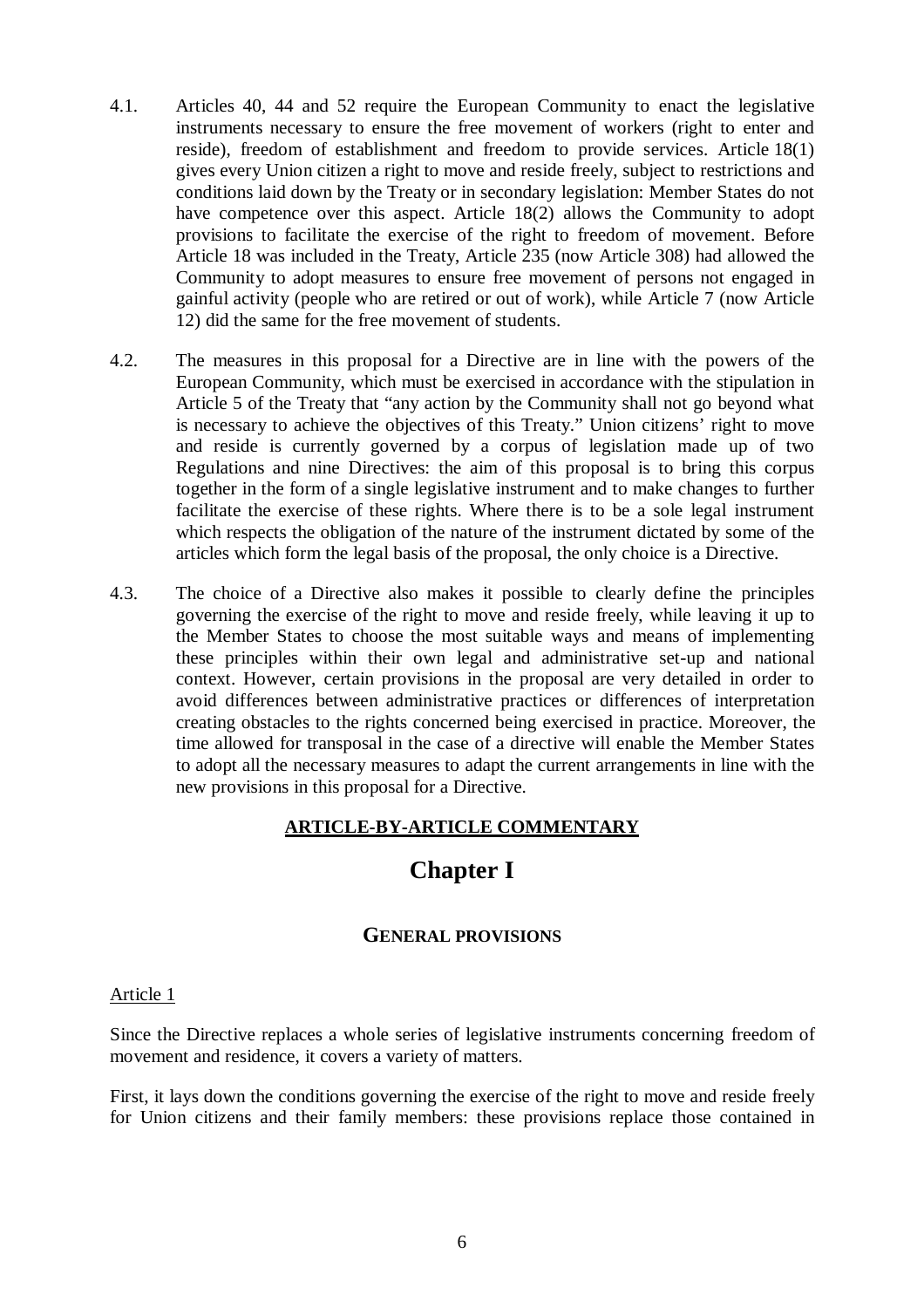4.1. Articles 40, 44 and 52 require the European Community to enact the legislative instruments necessary to ensure the free movement of workers (right to enter and reside), freedom of establishment and freedom to provide services. Article 18(1) gives every Union citizen a right to move and reside freely, subject to restrictions and conditions laid down by the Treaty or in secondary legislation: Member States do not have competence over this aspect. Article 18(2) allows the Community to adopt provisions to facilitate the exercise of the right to freedom of movement. Before Article 18 was included in the Treaty, Article 235 (now Article 308) had allowed the Community to adopt measures to ensure free movement of persons not engaged in gainful activity (people who are retired or out of work), while Article 7 (now Article 12) did the same for the free movement of students.

4.2. The measures in this proposal for a Directive are in line with the powers of the European Community, which must be exercised in accordance with the stipulation in Article 5 of the Treaty that "any action by the Community shall not go beyond what is necessary to achieve the objectives of this Treaty." Union citizens' right to move and reside is currently governed by a corpus of legislation made up of two Regulations and nine Directives: the aim of this proposal is to bring this corpus together in the form of a single legislative instrument and to make changes to further facilitate the exercise of these rights. Where there is to be a sole legal instrument which respects the obligation of the nature of the instrument dictated by some of the articles which form the legal basis of the proposal, the only choice is a Directive.

4.3. The choice of a Directive also makes it possible to clearly define the principles governing the exercise of the right to move and reside freely, while leaving it up to the Member States to choose the most suitable ways and means of implementing these principles within their own legal and administrative set-up and national context. However, certain provisions in the proposal are very detailed in order to avoid differences between administrative practices or differences of interpretation creating obstacles to the rights concerned being exercised in practice. Moreover, the time allowed for transposal in the case of a directive will enable the Member States to adopt all the necessary measures to adapt the current arrangements in line with the new provisions in this proposal for a Directive.

**ARTICLE-BY-ARTICLE COMMENTARY**

# Chapter I

## GENERAL PROVISIONS

Article 1

Since the Directive replaces a whole series of legislative instruments concerning freedom of movement and residence, it covers a variety of matters.

First, it lays down the conditions governing the exercise of the right to move and reside freely for Union citizens and their family members: these provisions replace those contained in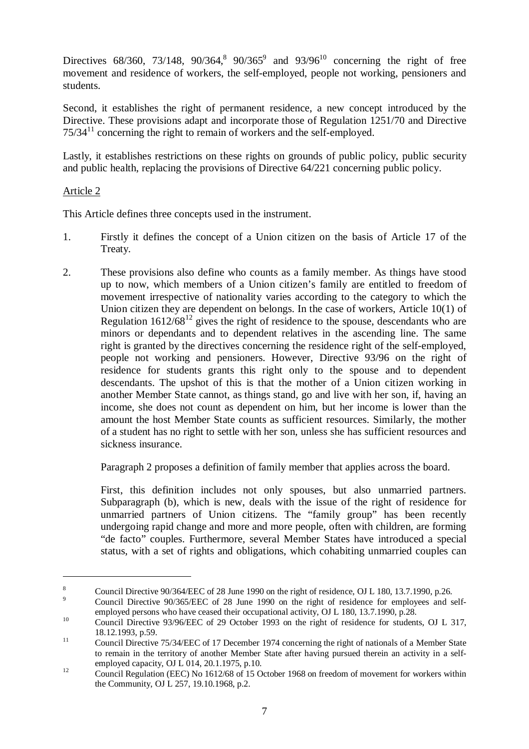Directives 68/360, 73/148, 90/364,[8] 90/365[9] and 93/96[10] concerning the right of free movement and residence of workers, the self-employed, people not working, pensioners and students.

Second, it establishes the right of permanent residence, a new concept introduced by the Directive. These provisions adapt and incorporate those of Regulation 1251/70 and Directive 75/34[11] concerning the right to remain of workers and the self-employed.

Lastly, it establishes restrictions on these rights on grounds of public policy, public security and public health, replacing the provisions of Directive 64/221 concerning public policy.

Article 2

This Article defines three concepts used in the instrument.

1. Firstly it defines the concept of a Union citizen on the basis of Article 17 of the Treaty.

2. These provisions also define who counts as a family member. As things have stood up to now, which members of a Union citizen's family are entitled to freedom of movement irrespective of nationality varies according to the category to which the Union citizen they are dependent on belongs. In the case of workers, Article 10(1) of Regulation 1612/68[12] gives the right of residence to the spouse, descendants who are minors or dependants and to dependent relatives in the ascending line. The same right is granted by the directives concerning the residence right of the self-employed, people not working and pensioners. However, Directive 93/96 on the right of residence for students grants this right only to the spouse and to dependent descendants. The upshot of this is that the mother of a Union citizen working in another Member State cannot, as things stand, go and live with her son, if, having an income, she does not count as dependent on him, but her income is lower than the amount the host Member State counts as sufficient resources. Similarly, the mother of a student has no right to settle with her son, unless she has sufficient resources and sickness insurance.

   Paragraph 2 proposes a definition of family member that applies across the board.

   First, this definition includes not only spouses, but also unmarried partners. Subparagraph (b), which is new, deals with the issue of the right of residence for unmarried partners of Union citizens. The "family group" has been recently undergoing rapid change and more and more people, often with children, are forming "de facto" couples. Furthermore, several Member States have introduced a special status, with a set of rights and obligations, which cohabiting unmarried couples can

---

[8] Council Directive 90/364/EEC of 28 June 1990 on the right of residence, OJ L 180, 13.7.1990, p.26.

[9] Council Directive 90/365/EEC of 28 June 1990 on the right of residence for employees and self-employed persons who have ceased their occupational activity, OJ L 180, 13.7.1990, p.28.

[10] Council Directive 93/96/EEC of 29 October 1993 on the right of residence for students, OJ L 317, 18.12.1993, p.59.

[11] Council Directive 75/34/EEC of 17 December 1974 concerning the right of nationals of a Member State to remain in the territory of another Member State after having pursued therein an activity in a self-employed capacity, OJ L 014, 20.1.1975, p.10.

[12] Council Regulation (EEC) No 1612/68 of 15 October 1968 on freedom of movement for workers within the Community, OJ L 257, 19.10.1968, p.2.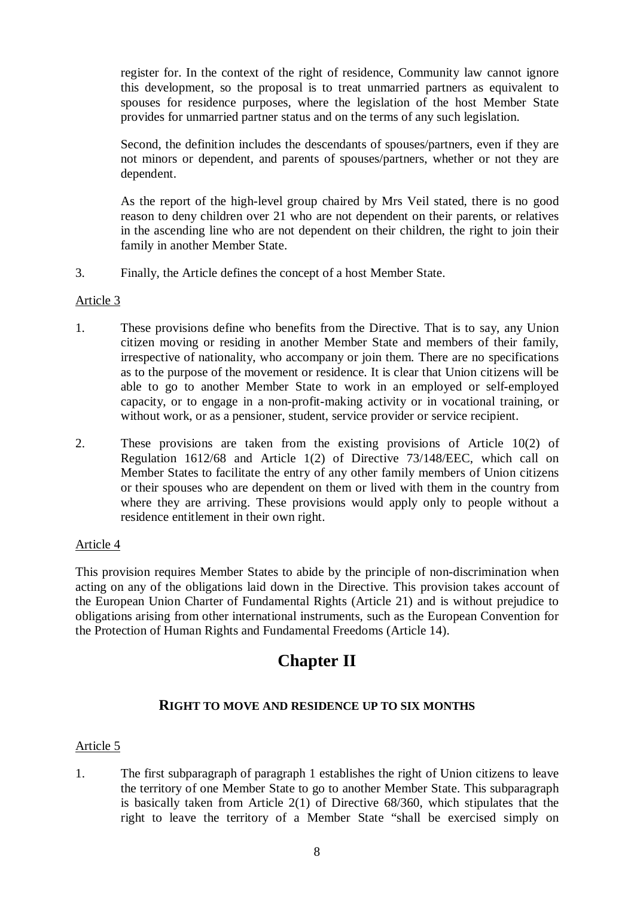register for. In the context of the right of residence, Community law cannot ignore this development, so the proposal is to treat unmarried partners as equivalent to spouses for residence purposes, where the legislation of the host Member State provides for unmarried partner status and on the terms of any such legislation.

Second, the definition includes the descendants of spouses/partners, even if they are not minors or dependent, and parents of spouses/partners, whether or not they are dependent.

As the report of the high-level group chaired by Mrs Veil stated, there is no good reason to deny children over 21 who are not dependent on their parents, or relatives in the ascending line who are not dependent on their children, the right to join their family in another Member State.

3. Finally, the Article defines the concept of a host Member State.

Article 3

1. These provisions define who benefits from the Directive. That is to say, any Union citizen moving or residing in another Member State and members of their family, irrespective of nationality, who accompany or join them. There are no specifications as to the purpose of the movement or residence. It is clear that Union citizens will be able to go to another Member State to work in an employed or self-employed capacity, or to engage in a non-profit-making activity or in vocational training, or without work, or as a pensioner, student, service provider or service recipient.

2. These provisions are taken from the existing provisions of Article 10(2) of Regulation 1612/68 and Article 1(2) of Directive 73/148/EEC, which call on Member States to facilitate the entry of any other family members of Union citizens or their spouses who are dependent on them or lived with them in the country from where they are arriving. These provisions would apply only to people without a residence entitlement in their own right.

Article 4

This provision requires Member States to abide by the principle of non-discrimination when acting on any of the obligations laid down in the Directive. This provision takes account of the European Union Charter of Fundamental Rights (Article 21) and is without prejudice to obligations arising from other international instruments, such as the European Convention for the Protection of Human Rights and Fundamental Freedoms (Article 14).

# Chapter II

## RIGHT TO MOVE AND RESIDENCE UP TO SIX MONTHS

Article 5

1. The first subparagraph of paragraph 1 establishes the right of Union citizens to leave the territory of one Member State to go to another Member State. This subparagraph is basically taken from Article 2(1) of Directive 68/360, which stipulates that the right to leave the territory of a Member State "shall be exercised simply on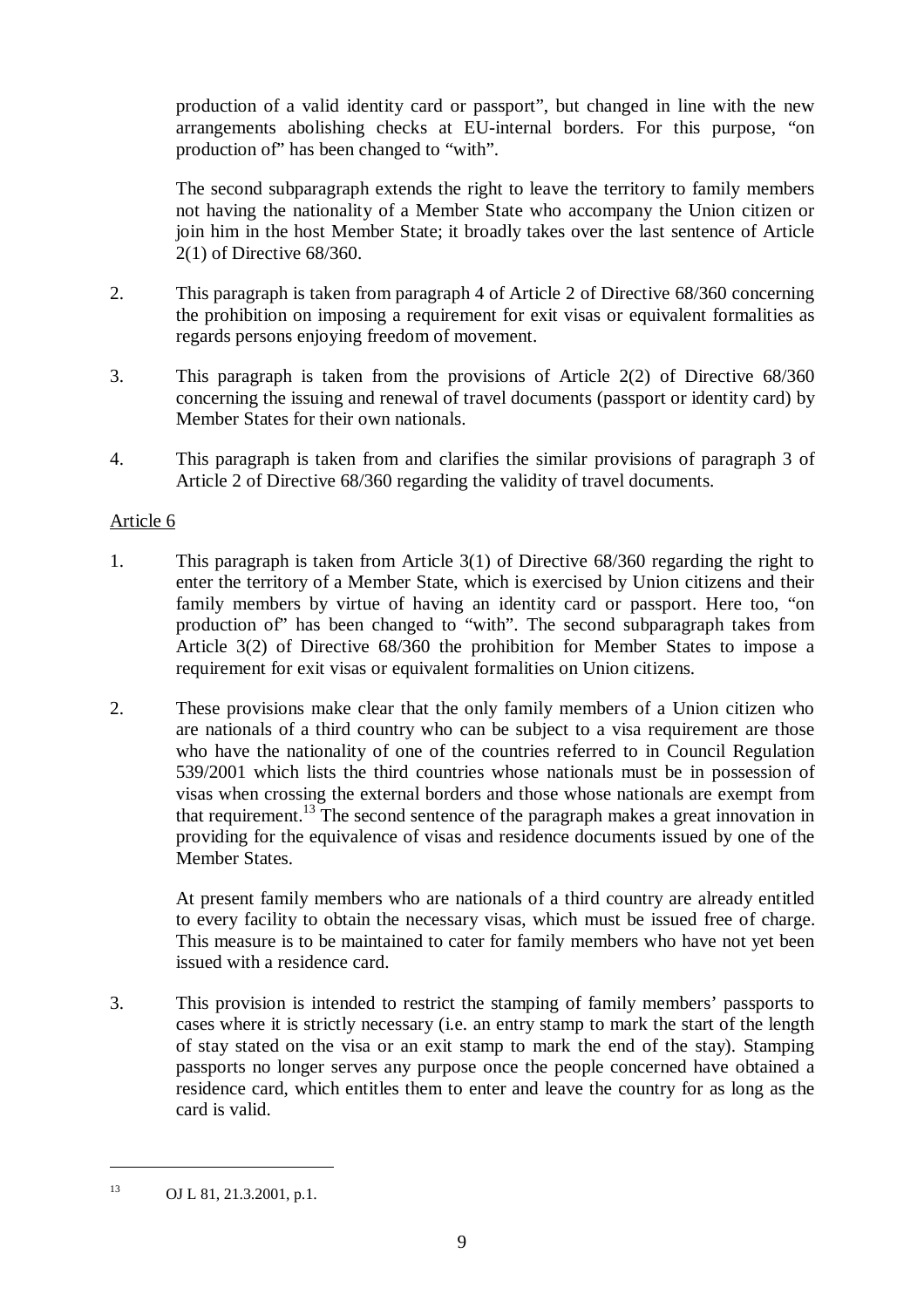production of a valid identity card or passport", but changed in line with the new arrangements abolishing checks at EU-internal borders. For this purpose, "on production of" has been changed to "with".

The second subparagraph extends the right to leave the territory to family members not having the nationality of a Member State who accompany the Union citizen or join him in the host Member State; it broadly takes over the last sentence of Article 2(1) of Directive 68/360.

2. This paragraph is taken from paragraph 4 of Article 2 of Directive 68/360 concerning the prohibition on imposing a requirement for exit visas or equivalent formalities as regards persons enjoying freedom of movement.

3. This paragraph is taken from the provisions of Article 2(2) of Directive 68/360 concerning the issuing and renewal of travel documents (passport or identity card) by Member States for their own nationals.

4. This paragraph is taken from and clarifies the similar provisions of paragraph 3 of Article 2 of Directive 68/360 regarding the validity of travel documents.

Article 6

1. This paragraph is taken from Article 3(1) of Directive 68/360 regarding the right to enter the territory of a Member State, which is exercised by Union citizens and their family members by virtue of having an identity card or passport. Here too, "on production of" has been changed to "with". The second subparagraph takes from Article 3(2) of Directive 68/360 the prohibition for Member States to impose a requirement for exit visas or equivalent formalities on Union citizens.

2. These provisions make clear that the only family members of a Union citizen who are nationals of a third country who can be subject to a visa requirement are those who have the nationality of one of the countries referred to in Council Regulation 539/2001 which lists the third countries whose nationals must be in possession of visas when crossing the external borders and those whose nationals are exempt from that requirement.[13] The second sentence of the paragraph makes a great innovation in providing for the equivalence of visas and residence documents issued by one of the Member States.

   At present family members who are nationals of a third country are already entitled to every facility to obtain the necessary visas, which must be issued free of charge. This measure is to be maintained to cater for family members who have not yet been issued with a residence card.

3. This provision is intended to restrict the stamping of family members' passports to cases where it is strictly necessary (i.e. an entry stamp to mark the start of the length of stay stated on the visa or an exit stamp to mark the end of the stay). Stamping passports no longer serves any purpose once the people concerned have obtained a residence card, which entitles them to enter and leave the country for as long as the card is valid.

[13] OJ L 81, 21.3.2001, p.1.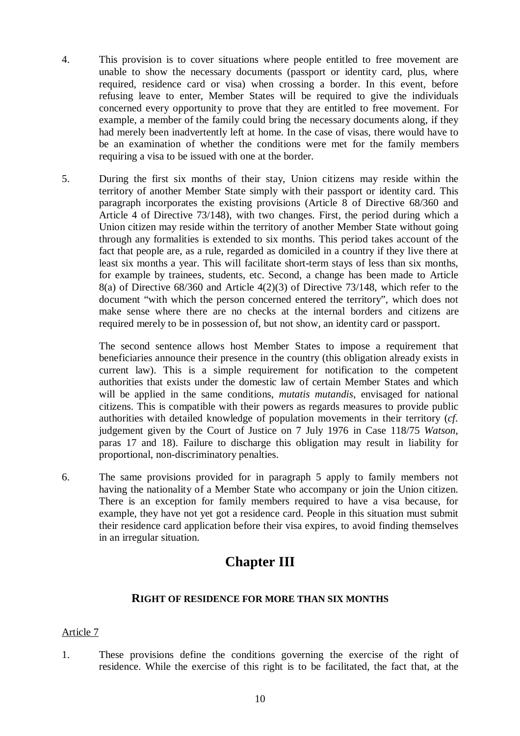4. This provision is to cover situations where people entitled to free movement are unable to show the necessary documents (passport or identity card, plus, where required, residence card or visa) when crossing a border. In this event, before refusing leave to enter, Member States will be required to give the individuals concerned every opportunity to prove that they are entitled to free movement. For example, a member of the family could bring the necessary documents along, if they had merely been inadvertently left at home. In the case of visas, there would have to be an examination of whether the conditions were met for the family members requiring a visa to be issued with one at the border.

5. During the first six months of their stay, Union citizens may reside within the territory of another Member State simply with their passport or identity card. This paragraph incorporates the existing provisions (Article 8 of Directive 68/360 and Article 4 of Directive 73/148), with two changes. First, the period during which a Union citizen may reside within the territory of another Member State without going through any formalities is extended to six months. This period takes account of the fact that people are, as a rule, regarded as domiciled in a country if they live there at least six months a year. This will facilitate short-term stays of less than six months, for example by trainees, students, etc. Second, a change has been made to Article 8(a) of Directive 68/360 and Article 4(2)(3) of Directive 73/148, which refer to the document "with which the person concerned entered the territory", which does not make sense where there are no checks at the internal borders and citizens are required merely to be in possession of, but not show, an identity card or passport.

   The second sentence allows host Member States to impose a requirement that beneficiaries announce their presence in the country (this obligation already exists in current law). This is a simple requirement for notification to the competent authorities that exists under the domestic law of certain Member States and which will be applied in the same conditions, *mutatis mutandis*, envisaged for national citizens. This is compatible with their powers as regards measures to provide public authorities with detailed knowledge of population movements in their territory (*cf.* judgement given by the Court of Justice on 7 July 1976 in Case 118/75 *Watson*, paras 17 and 18). Failure to discharge this obligation may result in liability for proportional, non-discriminatory penalties.

6. The same provisions provided for in paragraph 5 apply to family members not having the nationality of a Member State who accompany or join the Union citizen. There is an exception for family members required to have a visa because, for example, they have not yet got a residence card. People in this situation must submit their residence card application before their visa expires, to avoid finding themselves in an irregular situation.

# Chapter III

## RIGHT OF RESIDENCE FOR MORE THAN SIX MONTHS

Article 7

1. These provisions define the conditions governing the exercise of the right of residence. While the exercise of this right is to be facilitated, the fact that, at the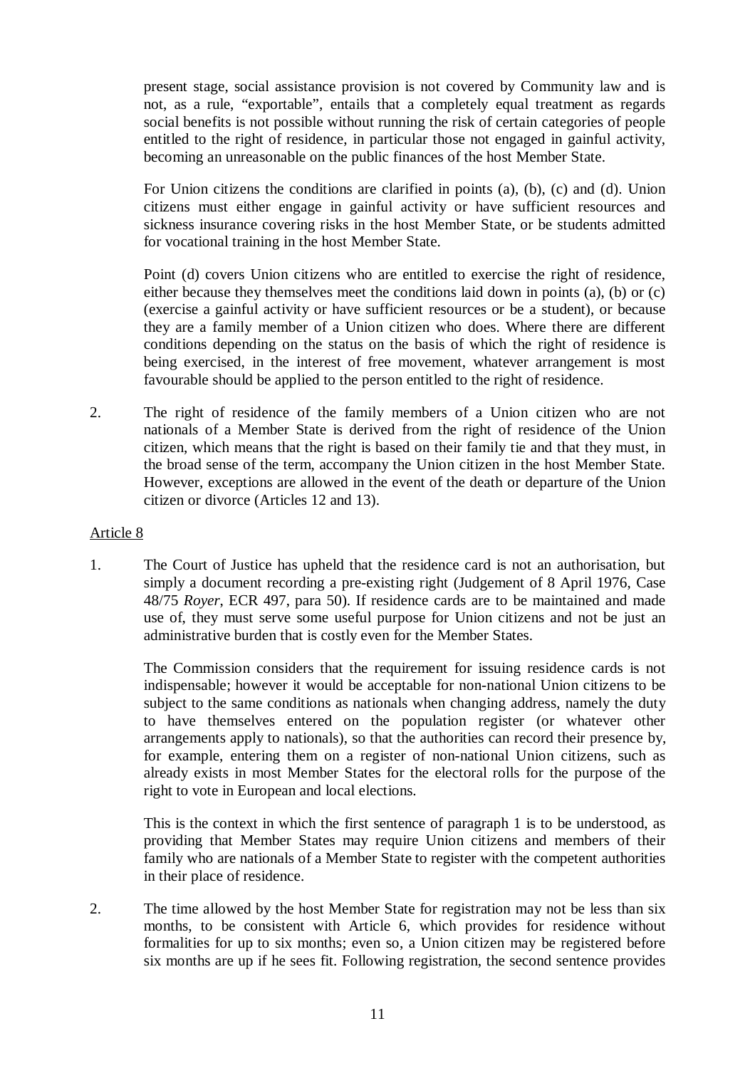present stage, social assistance provision is not covered by Community law and is not, as a rule, "exportable", entails that a completely equal treatment as regards social benefits is not possible without running the risk of certain categories of people entitled to the right of residence, in particular those not engaged in gainful activity, becoming an unreasonable on the public finances of the host Member State.

For Union citizens the conditions are clarified in points (a), (b), (c) and (d). Union citizens must either engage in gainful activity or have sufficient resources and sickness insurance covering risks in the host Member State, or be students admitted for vocational training in the host Member State.

Point (d) covers Union citizens who are entitled to exercise the right of residence, either because they themselves meet the conditions laid down in points (a), (b) or (c) (exercise a gainful activity or have sufficient resources or be a student), or because they are a family member of a Union citizen who does. Where there are different conditions depending on the status on the basis of which the right of residence is being exercised, in the interest of free movement, whatever arrangement is most favourable should be applied to the person entitled to the right of residence.

2. The right of residence of the family members of a Union citizen who are not nationals of a Member State is derived from the right of residence of the Union citizen, which means that the right is based on their family tie and that they must, in the broad sense of the term, accompany the Union citizen in the host Member State. However, exceptions are allowed in the event of the death or departure of the Union citizen or divorce (Articles 12 and 13).

Article 8

1. The Court of Justice has upheld that the residence card is not an authorisation, but simply a document recording a pre-existing right (Judgement of 8 April 1976, Case 48/75 *Royer*, ECR 497, para 50). If residence cards are to be maintained and made use of, they must serve some useful purpose for Union citizens and not be just an administrative burden that is costly even for the Member States.

The Commission considers that the requirement for issuing residence cards is not indispensable; however it would be acceptable for non-national Union citizens to be subject to the same conditions as nationals when changing address, namely the duty to have themselves entered on the population register (or whatever other arrangements apply to nationals), so that the authorities can record their presence by, for example, entering them on a register of non-national Union citizens, such as already exists in most Member States for the electoral rolls for the purpose of the right to vote in European and local elections.

This is the context in which the first sentence of paragraph 1 is to be understood, as providing that Member States may require Union citizens and members of their family who are nationals of a Member State to register with the competent authorities in their place of residence.

2. The time allowed by the host Member State for registration may not be less than six months, to be consistent with Article 6, which provides for residence without formalities for up to six months; even so, a Union citizen may be registered before six months are up if he sees fit. Following registration, the second sentence provides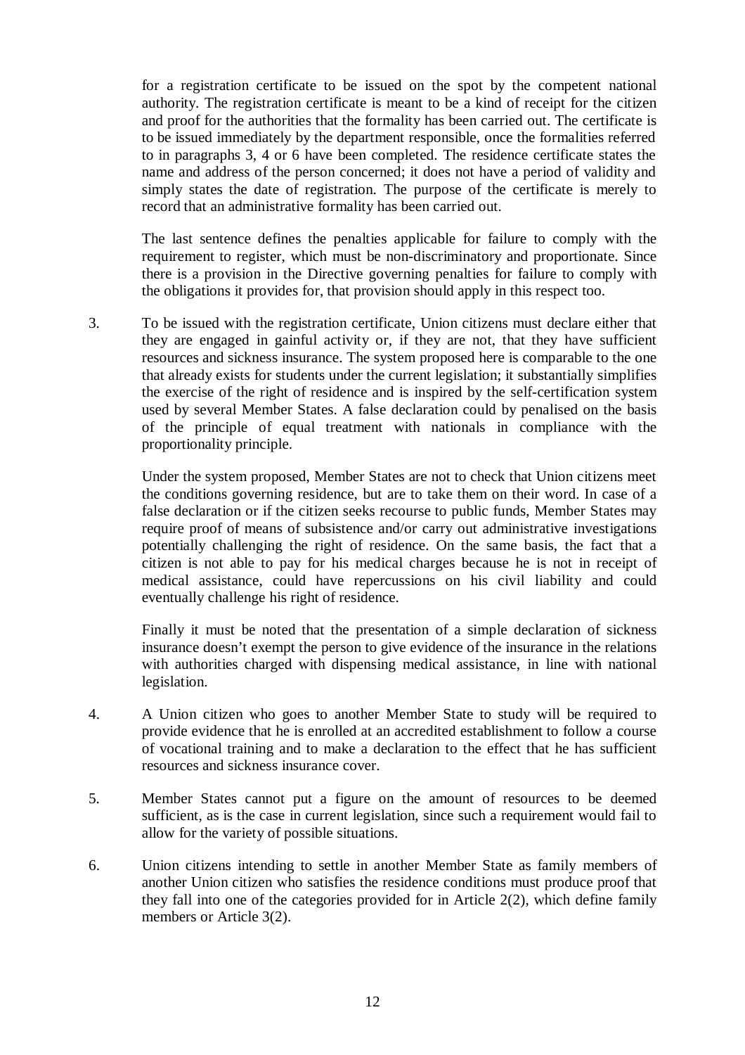for a registration certificate to be issued on the spot by the competent national authority. The registration certificate is meant to be a kind of receipt for the citizen and proof for the authorities that the formality has been carried out. The certificate is to be issued immediately by the department responsible, once the formalities referred to in paragraphs 3, 4 or 6 have been completed. The residence certificate states the name and address of the person concerned; it does not have a period of validity and simply states the date of registration. The purpose of the certificate is merely to record that an administrative formality has been carried out.

The last sentence defines the penalties applicable for failure to comply with the requirement to register, which must be non-discriminatory and proportionate. Since there is a provision in the Directive governing penalties for failure to comply with the obligations it provides for, that provision should apply in this respect too.

3. To be issued with the registration certificate, Union citizens must declare either that they are engaged in gainful activity or, if they are not, that they have sufficient resources and sickness insurance. The system proposed here is comparable to the one that already exists for students under the current legislation; it substantially simplifies the exercise of the right of residence and is inspired by the self-certification system used by several Member States. A false declaration could by penalised on the basis of the principle of equal treatment with nationals in compliance with the proportionality principle.

   Under the system proposed, Member States are not to check that Union citizens meet the conditions governing residence, but are to take them on their word. In case of a false declaration or if the citizen seeks recourse to public funds, Member States may require proof of means of subsistence and/or carry out administrative investigations potentially challenging the right of residence. On the same basis, the fact that a citizen is not able to pay for his medical charges because he is not in receipt of medical assistance, could have repercussions on his civil liability and could eventually challenge his right of residence.

   Finally it must be noted that the presentation of a simple declaration of sickness insurance doesn't exempt the person to give evidence of the insurance in the relations with authorities charged with dispensing medical assistance, in line with national legislation.

4. A Union citizen who goes to another Member State to study will be required to provide evidence that he is enrolled at an accredited establishment to follow a course of vocational training and to make a declaration to the effect that he has sufficient resources and sickness insurance cover.

5. Member States cannot put a figure on the amount of resources to be deemed sufficient, as is the case in current legislation, since such a requirement would fail to allow for the variety of possible situations.

6. Union citizens intending to settle in another Member State as family members of another Union citizen who satisfies the residence conditions must produce proof that they fall into one of the categories provided for in Article 2(2), which define family members or Article 3(2).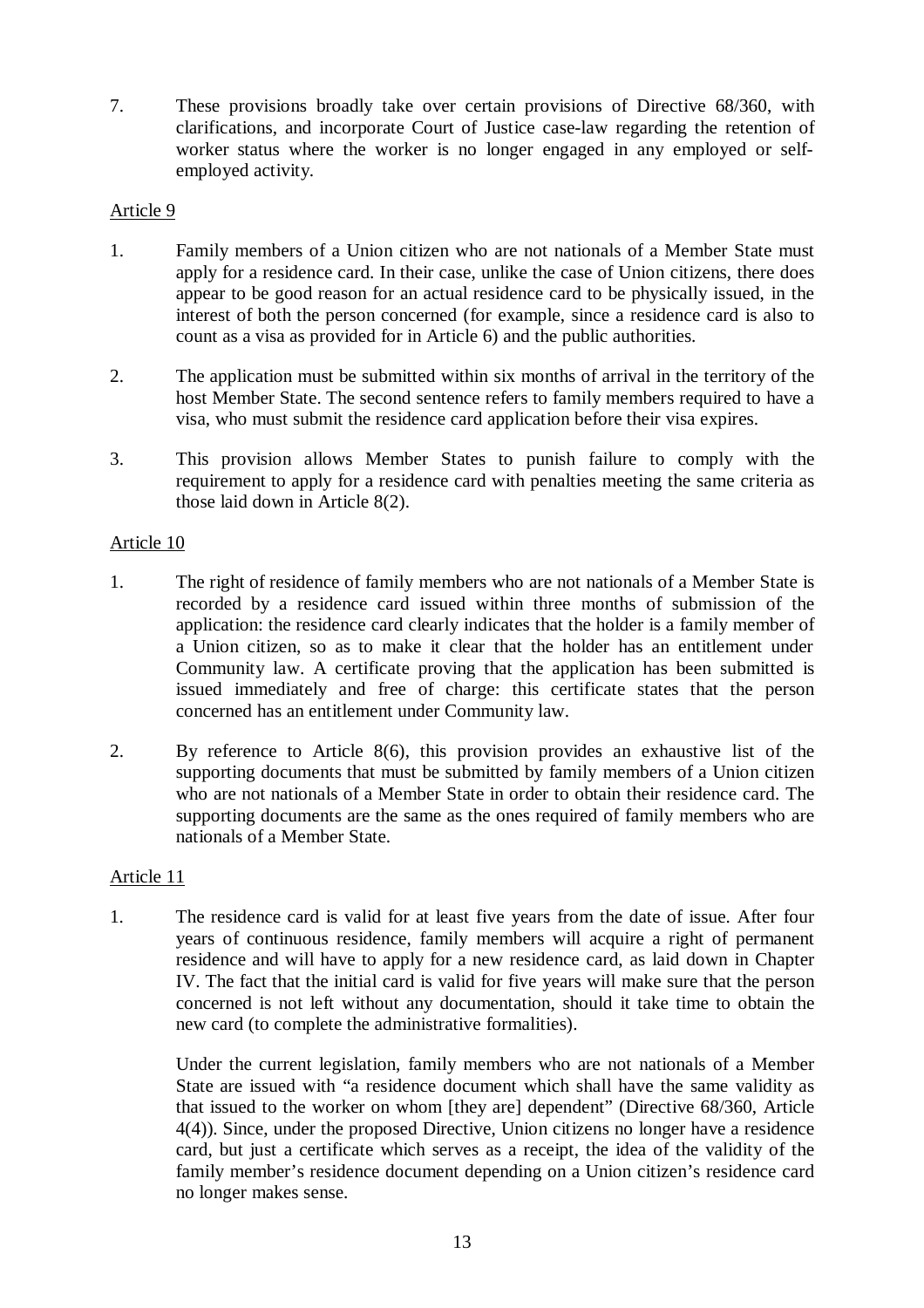7. These provisions broadly take over certain provisions of Directive 68/360, with clarifications, and incorporate Court of Justice case-law regarding the retention of worker status where the worker is no longer engaged in any employed or self-employed activity.

Article 9

1. Family members of a Union citizen who are not nationals of a Member State must apply for a residence card. In their case, unlike the case of Union citizens, there does appear to be good reason for an actual residence card to be physically issued, in the interest of both the person concerned (for example, since a residence card is also to count as a visa as provided for in Article 6) and the public authorities.

2. The application must be submitted within six months of arrival in the territory of the host Member State. The second sentence refers to family members required to have a visa, who must submit the residence card application before their visa expires.

3. This provision allows Member States to punish failure to comply with the requirement to apply for a residence card with penalties meeting the same criteria as those laid down in Article 8(2).

Article 10

1. The right of residence of family members who are not nationals of a Member State is recorded by a residence card issued within three months of submission of the application: the residence card clearly indicates that the holder is a family member of a Union citizen, so as to make it clear that the holder has an entitlement under Community law. A certificate proving that the application has been submitted is issued immediately and free of charge: this certificate states that the person concerned has an entitlement under Community law.

2. By reference to Article 8(6), this provision provides an exhaustive list of the supporting documents that must be submitted by family members of a Union citizen who are not nationals of a Member State in order to obtain their residence card. The supporting documents are the same as the ones required of family members who are nationals of a Member State.

Article 11

1. The residence card is valid for at least five years from the date of issue. After four years of continuous residence, family members will acquire a right of permanent residence and will have to apply for a new residence card, as laid down in Chapter IV. The fact that the initial card is valid for five years will make sure that the person concerned is not left without any documentation, should it take time to obtain the new card (to complete the administrative formalities).

   Under the current legislation, family members who are not nationals of a Member State are issued with "a residence document which shall have the same validity as that issued to the worker on whom [they are] dependent" (Directive 68/360, Article 4(4)). Since, under the proposed Directive, Union citizens no longer have a residence card, but just a certificate which serves as a receipt, the idea of the validity of the family member's residence document depending on a Union citizen's residence card no longer makes sense.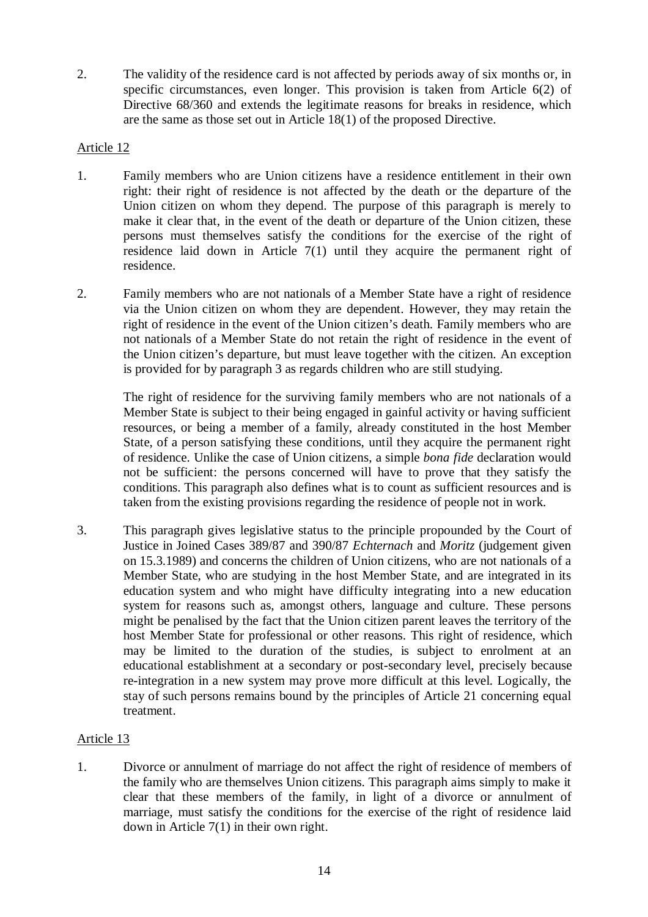2. The validity of the residence card is not affected by periods away of six months or, in specific circumstances, even longer. This provision is taken from Article 6(2) of Directive 68/360 and extends the legitimate reasons for breaks in residence, which are the same as those set out in Article 18(1) of the proposed Directive.

Article 12

1. Family members who are Union citizens have a residence entitlement in their own right: their right of residence is not affected by the death or the departure of the Union citizen on whom they depend. The purpose of this paragraph is merely to make it clear that, in the event of the death or departure of the Union citizen, these persons must themselves satisfy the conditions for the exercise of the right of residence laid down in Article 7(1) until they acquire the permanent right of residence.

2. Family members who are not nationals of a Member State have a right of residence via the Union citizen on whom they are dependent. However, they may retain the right of residence in the event of the Union citizen's death. Family members who are not nationals of a Member State do not retain the right of residence in the event of the Union citizen's departure, but must leave together with the citizen. An exception is provided for by paragraph 3 as regards children who are still studying.

   The right of residence for the surviving family members who are not nationals of a Member State is subject to their being engaged in gainful activity or having sufficient resources, or being a member of a family, already constituted in the host Member State, of a person satisfying these conditions, until they acquire the permanent right of residence. Unlike the case of Union citizens, a simple *bona fide* declaration would not be sufficient: the persons concerned will have to prove that they satisfy the conditions. This paragraph also defines what is to count as sufficient resources and is taken from the existing provisions regarding the residence of people not in work.

3. This paragraph gives legislative status to the principle propounded by the Court of Justice in Joined Cases 389/87 and 390/87 *Echternach* and *Moritz* (judgement given on 15.3.1989) and concerns the children of Union citizens, who are not nationals of a Member State, who are studying in the host Member State, and are integrated in its education system and who might have difficulty integrating into a new education system for reasons such as, amongst others, language and culture. These persons might be penalised by the fact that the Union citizen parent leaves the territory of the host Member State for professional or other reasons. This right of residence, which may be limited to the duration of the studies, is subject to enrolment at an educational establishment at a secondary or post-secondary level, precisely because re-integration in a new system may prove more difficult at this level. Logically, the stay of such persons remains bound by the principles of Article 21 concerning equal treatment.

Article 13

1. Divorce or annulment of marriage do not affect the right of residence of members of the family who are themselves Union citizens. This paragraph aims simply to make it clear that these members of the family, in light of a divorce or annulment of marriage, must satisfy the conditions for the exercise of the right of residence laid down in Article 7(1) in their own right.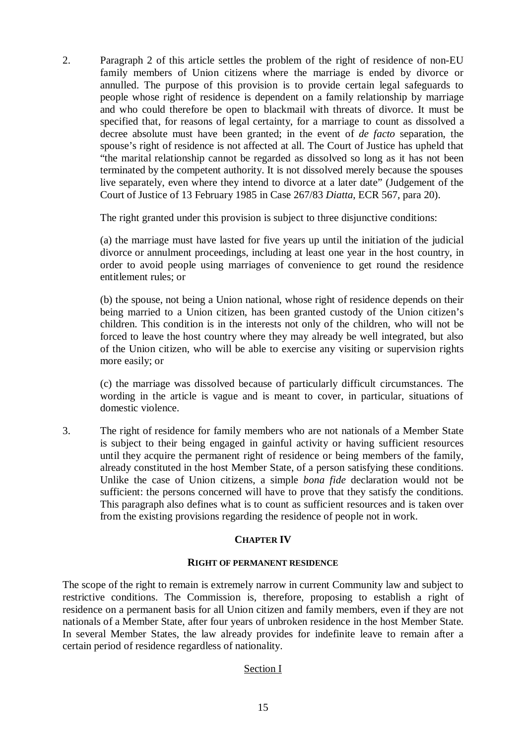2. Paragraph 2 of this article settles the problem of the right of residence of non-EU family members of Union citizens where the marriage is ended by divorce or annulled. The purpose of this provision is to provide certain legal safeguards to people whose right of residence is dependent on a family relationship by marriage and who could therefore be open to blackmail with threats of divorce. It must be specified that, for reasons of legal certainty, for a marriage to count as dissolved a decree absolute must have been granted; in the event of *de facto* separation, the spouse's right of residence is not affected at all. The Court of Justice has upheld that "the marital relationship cannot be regarded as dissolved so long as it has not been terminated by the competent authority. It is not dissolved merely because the spouses live separately, even where they intend to divorce at a later date" (Judgement of the Court of Justice of 13 February 1985 in Case 267/83 *Diatta*, ECR 567, para 20).

   The right granted under this provision is subject to three disjunctive conditions:

   (a) the marriage must have lasted for five years up until the initiation of the judicial divorce or annulment proceedings, including at least one year in the host country, in order to avoid people using marriages of convenience to get round the residence entitlement rules; or

   (b) the spouse, not being a Union national, whose right of residence depends on their being married to a Union citizen, has been granted custody of the Union citizen's children. This condition is in the interests not only of the children, who will not be forced to leave the host country where they may already be well integrated, but also of the Union citizen, who will be able to exercise any visiting or supervision rights more easily; or

   (c) the marriage was dissolved because of particularly difficult circumstances. The wording in the article is vague and is meant to cover, in particular, situations of domestic violence.

3. The right of residence for family members who are not nationals of a Member State is subject to their being engaged in gainful activity or having sufficient resources until they acquire the permanent right of residence or being members of the family, already constituted in the host Member State, of a person satisfying these conditions. Unlike the case of Union citizens, a simple *bona fide* declaration would not be sufficient: the persons concerned will have to prove that they satisfy the conditions. This paragraph also defines what is to count as sufficient resources and is taken over from the existing provisions regarding the residence of people not in work.

## CHAPTER IV

### RIGHT OF PERMANENT RESIDENCE

The scope of the right to remain is extremely narrow in current Community law and subject to restrictive conditions. The Commission is, therefore, proposing to establish a right of residence on a permanent basis for all Union citizen and family members, even if they are not nationals of a Member State, after four years of unbroken residence in the host Member State. In several Member States, the law already provides for indefinite leave to remain after a certain period of residence regardless of nationality.

#### Section I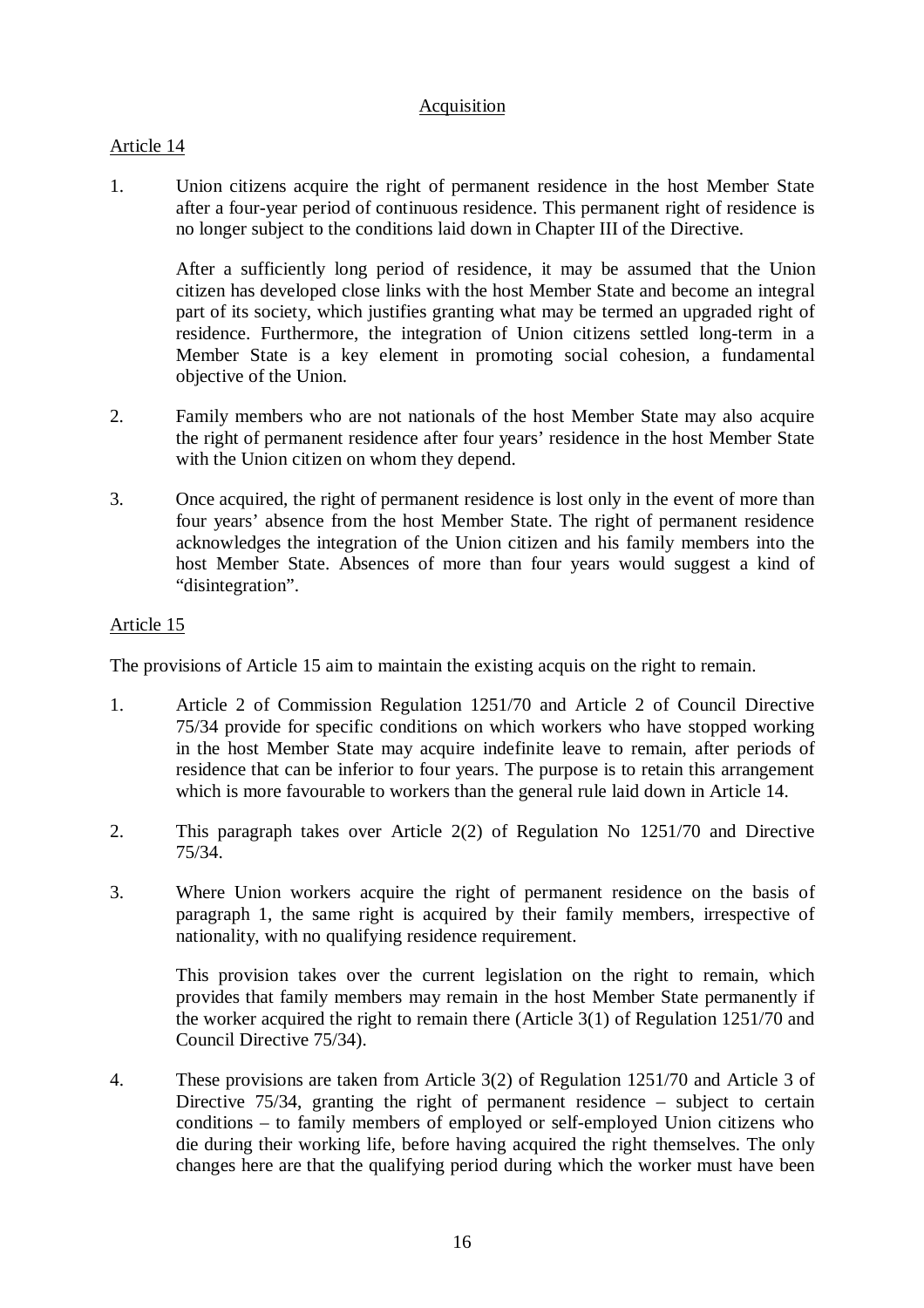<u>Acquisition</u>

<u>Article 14</u>

1. Union citizens acquire the right of permanent residence in the host Member State after a four-year period of continuous residence. This permanent right of residence is no longer subject to the conditions laid down in Chapter III of the Directive.

   After a sufficiently long period of residence, it may be assumed that the Union citizen has developed close links with the host Member State and become an integral part of its society, which justifies granting what may be termed an upgraded right of residence. Furthermore, the integration of Union citizens settled long-term in a Member State is a key element in promoting social cohesion, a fundamental objective of the Union.

2. Family members who are not nationals of the host Member State may also acquire the right of permanent residence after four years' residence in the host Member State with the Union citizen on whom they depend.

3. Once acquired, the right of permanent residence is lost only in the event of more than four years' absence from the host Member State. The right of permanent residence acknowledges the integration of the Union citizen and his family members into the host Member State. Absences of more than four years would suggest a kind of "disintegration".

<u>Article 15</u>

The provisions of Article 15 aim to maintain the existing acquis on the right to remain.

1. Article 2 of Commission Regulation 1251/70 and Article 2 of Council Directive 75/34 provide for specific conditions on which workers who have stopped working in the host Member State may acquire indefinite leave to remain, after periods of residence that can be inferior to four years. The purpose is to retain this arrangement which is more favourable to workers than the general rule laid down in Article 14.

2. This paragraph takes over Article 2(2) of Regulation No 1251/70 and Directive 75/34.

3. Where Union workers acquire the right of permanent residence on the basis of paragraph 1, the same right is acquired by their family members, irrespective of nationality, with no qualifying residence requirement.

   This provision takes over the current legislation on the right to remain, which provides that family members may remain in the host Member State permanently if the worker acquired the right to remain there (Article 3(1) of Regulation 1251/70 and Council Directive 75/34).

4. These provisions are taken from Article 3(2) of Regulation 1251/70 and Article 3 of Directive 75/34, granting the right of permanent residence – subject to certain conditions – to family members of employed or self-employed Union citizens who die during their working life, before having acquired the right themselves. The only changes here are that the qualifying period during which the worker must have been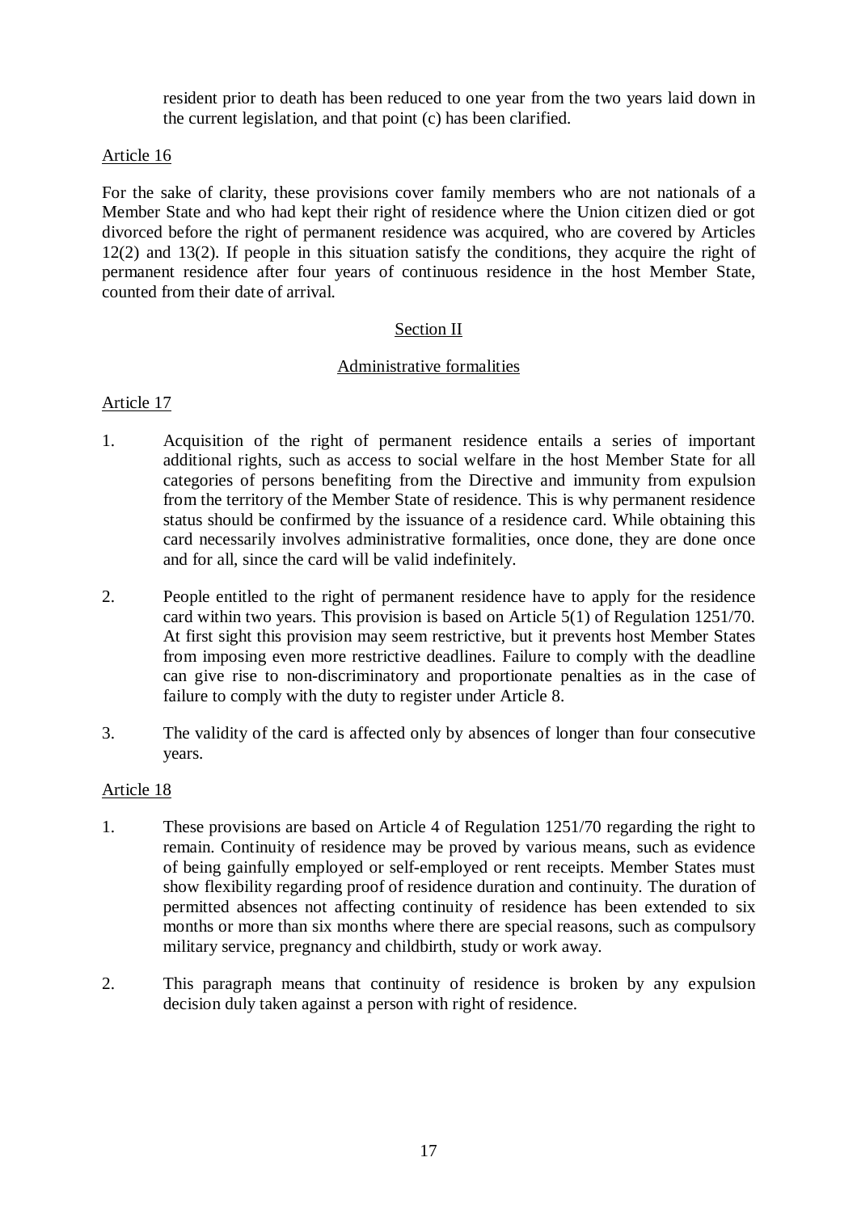resident prior to death has been reduced to one year from the two years laid down in the current legislation, and that point (c) has been clarified.

Article 16

For the sake of clarity, these provisions cover family members who are not nationals of a Member State and who had kept their right of residence where the Union citizen died or got divorced before the right of permanent residence was acquired, who are covered by Articles 12(2) and 13(2). If people in this situation satisfy the conditions, they acquire the right of permanent residence after four years of continuous residence in the host Member State, counted from their date of arrival.

## Section II

## Administrative formalities

Article 17

1. Acquisition of the right of permanent residence entails a series of important additional rights, such as access to social welfare in the host Member State for all categories of persons benefiting from the Directive and immunity from expulsion from the territory of the Member State of residence. This is why permanent residence status should be confirmed by the issuance of a residence card. While obtaining this card necessarily involves administrative formalities, once done, they are done once and for all, since the card will be valid indefinitely.

2. People entitled to the right of permanent residence have to apply for the residence card within two years. This provision is based on Article 5(1) of Regulation 1251/70. At first sight this provision may seem restrictive, but it prevents host Member States from imposing even more restrictive deadlines. Failure to comply with the deadline can give rise to non-discriminatory and proportionate penalties as in the case of failure to comply with the duty to register under Article 8.

3. The validity of the card is affected only by absences of longer than four consecutive years.

Article 18

1. These provisions are based on Article 4 of Regulation 1251/70 regarding the right to remain. Continuity of residence may be proved by various means, such as evidence of being gainfully employed or self-employed or rent receipts. Member States must show flexibility regarding proof of residence duration and continuity. The duration of permitted absences not affecting continuity of residence has been extended to six months or more than six months where there are special reasons, such as compulsory military service, pregnancy and childbirth, study or work away.

2. This paragraph means that continuity of residence is broken by any expulsion decision duly taken against a person with right of residence.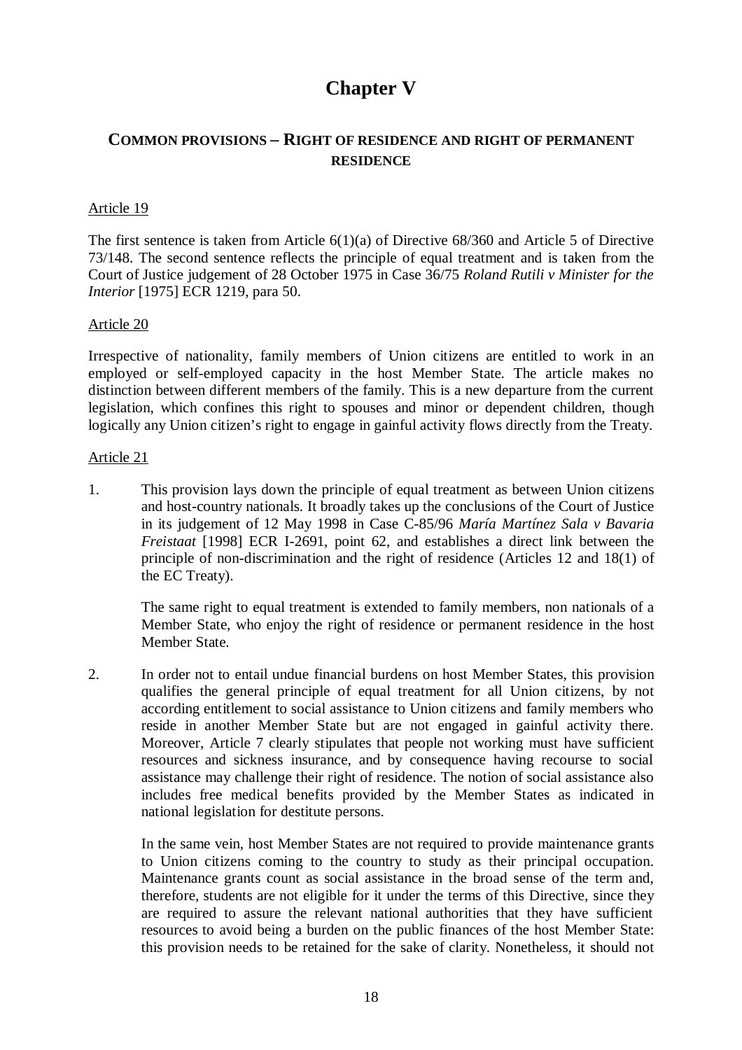# Chapter V

## COMMON PROVISIONS – RIGHT OF RESIDENCE AND RIGHT OF PERMANENT RESIDENCE

Article 19

The first sentence is taken from Article 6(1)(a) of Directive 68/360 and Article 5 of Directive 73/148. The second sentence reflects the principle of equal treatment and is taken from the Court of Justice judgement of 28 October 1975 in Case 36/75 *Roland Rutili v Minister for the Interior* [1975] ECR 1219, para 50.

Article 20

Irrespective of nationality, family members of Union citizens are entitled to work in an employed or self-employed capacity in the host Member State. The article makes no distinction between different members of the family. This is a new departure from the current legislation, which confines this right to spouses and minor or dependent children, though logically any Union citizen's right to engage in gainful activity flows directly from the Treaty.

Article 21

1. This provision lays down the principle of equal treatment as between Union citizens and host-country nationals. It broadly takes up the conclusions of the Court of Justice in its judgement of 12 May 1998 in Case C-85/96 *María Martínez Sala v Bavaria Freistaat* [1998] ECR I-2691, point 62, and establishes a direct link between the principle of non-discrimination and the right of residence (Articles 12 and 18(1) of the EC Treaty).

   The same right to equal treatment is extended to family members, non nationals of a Member State, who enjoy the right of residence or permanent residence in the host Member State.

2. In order not to entail undue financial burdens on host Member States, this provision qualifies the general principle of equal treatment for all Union citizens, by not according entitlement to social assistance to Union citizens and family members who reside in another Member State but are not engaged in gainful activity there. Moreover, Article 7 clearly stipulates that people not working must have sufficient resources and sickness insurance, and by consequence having recourse to social assistance may challenge their right of residence. The notion of social assistance also includes free medical benefits provided by the Member States as indicated in national legislation for destitute persons.

   In the same vein, host Member States are not required to provide maintenance grants to Union citizens coming to the country to study as their principal occupation. Maintenance grants count as social assistance in the broad sense of the term and, therefore, students are not eligible for it under the terms of this Directive, since they are required to assure the relevant national authorities that they have sufficient resources to avoid being a burden on the public finances of the host Member State: this provision needs to be retained for the sake of clarity. Nonetheless, it should not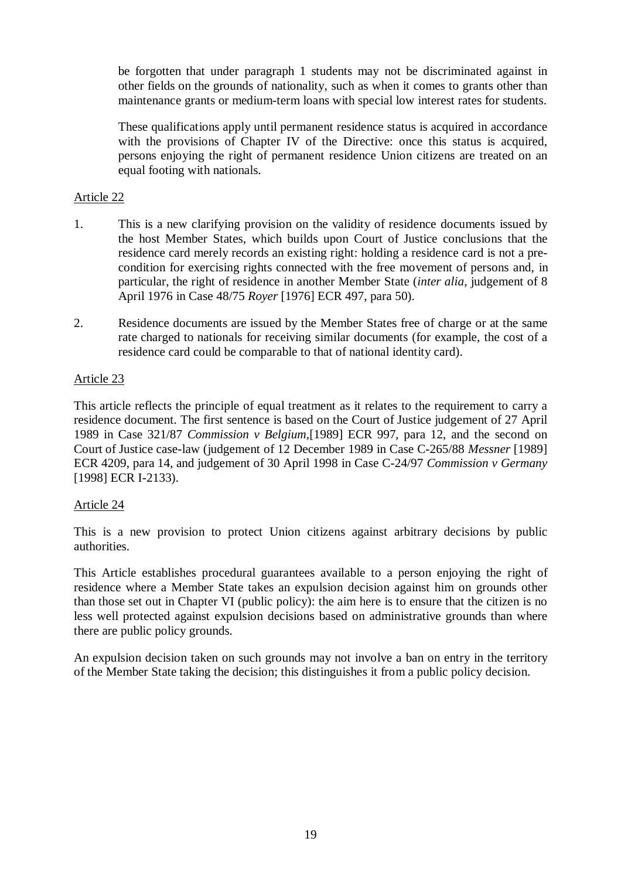be forgotten that under paragraph 1 students may not be discriminated against in other fields on the grounds of nationality, such as when it comes to grants other than maintenance grants or medium-term loans with special low interest rates for students.

These qualifications apply until permanent residence status is acquired in accordance with the provisions of Chapter IV of the Directive: once this status is acquired, persons enjoying the right of permanent residence Union citizens are treated on an equal footing with nationals.

Article 22

1. This is a new clarifying provision on the validity of residence documents issued by the host Member States, which builds upon Court of Justice conclusions that the residence card merely records an existing right: holding a residence card is not a pre-condition for exercising rights connected with the free movement of persons and, in particular, the right of residence in another Member State (*inter alia*, judgement of 8 April 1976 in Case 48/75 *Royer* [1976] ECR 497, para 50).

2. Residence documents are issued by the Member States free of charge or at the same rate charged to nationals for receiving similar documents (for example, the cost of a residence card could be comparable to that of national identity card).

Article 23

This article reflects the principle of equal treatment as it relates to the requirement to carry a residence document. The first sentence is based on the Court of Justice judgement of 27 April 1989 in Case 321/87 *Commission v Belgium*,[1989] ECR 997, para 12, and the second on Court of Justice case-law (judgement of 12 December 1989 in Case C-265/88 *Messner* [1989] ECR 4209, para 14, and judgement of 30 April 1998 in Case C-24/97 *Commission v Germany* [1998] ECR I-2133).

Article 24

This is a new provision to protect Union citizens against arbitrary decisions by public authorities.

This Article establishes procedural guarantees available to a person enjoying the right of residence where a Member State takes an expulsion decision against him on grounds other than those set out in Chapter VI (public policy): the aim here is to ensure that the citizen is no less well protected against expulsion decisions based on administrative grounds than where there are public policy grounds.

An expulsion decision taken on such grounds may not involve a ban on entry in the territory of the Member State taking the decision; this distinguishes it from a public policy decision.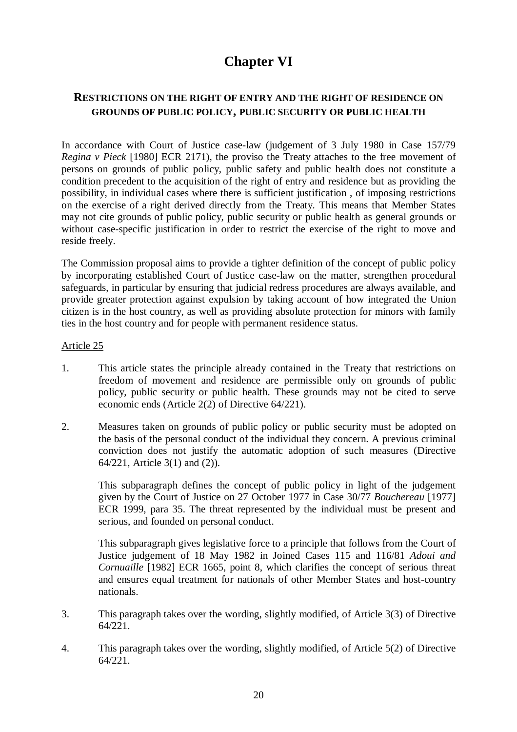# Chapter VI

## RESTRICTIONS ON THE RIGHT OF ENTRY AND THE RIGHT OF RESIDENCE ON GROUNDS OF PUBLIC POLICY, PUBLIC SECURITY OR PUBLIC HEALTH

In accordance with Court of Justice case-law (judgement of 3 July 1980 in Case 157/79 *Regina v Pieck* [1980] ECR 2171), the proviso the Treaty attaches to the free movement of persons on grounds of public policy, public safety and public health does not constitute a condition precedent to the acquisition of the right of entry and residence but as providing the possibility, in individual cases where there is sufficient justification , of imposing restrictions on the exercise of a right derived directly from the Treaty. This means that Member States may not cite grounds of public policy, public security or public health as general grounds or without case-specific justification in order to restrict the exercise of the right to move and reside freely.

The Commission proposal aims to provide a tighter definition of the concept of public policy by incorporating established Court of Justice case-law on the matter, strengthen procedural safeguards, in particular by ensuring that judicial redress procedures are always available, and provide greater protection against expulsion by taking account of how integrated the Union citizen is in the host country, as well as providing absolute protection for minors with family ties in the host country and for people with permanent residence status.

<u>Article 25</u>

1. This article states the principle already contained in the Treaty that restrictions on freedom of movement and residence are permissible only on grounds of public policy, public security or public health. These grounds may not be cited to serve economic ends (Article 2(2) of Directive 64/221).

2. Measures taken on grounds of public policy or public security must be adopted on the basis of the personal conduct of the individual they concern. A previous criminal conviction does not justify the automatic adoption of such measures (Directive 64/221, Article 3(1) and (2)).

   This subparagraph defines the concept of public policy in light of the judgement given by the Court of Justice on 27 October 1977 in Case 30/77 *Bouchereau* [1977] ECR 1999, para 35. The threat represented by the individual must be present and serious, and founded on personal conduct.

   This subparagraph gives legislative force to a principle that follows from the Court of Justice judgement of 18 May 1982 in Joined Cases 115 and 116/81 *Adoui and Cornuaille* [1982] ECR 1665, point 8, which clarifies the concept of serious threat and ensures equal treatment for nationals of other Member States and host-country nationals.

3. This paragraph takes over the wording, slightly modified, of Article 3(3) of Directive 64/221.

4. This paragraph takes over the wording, slightly modified, of Article 5(2) of Directive 64/221.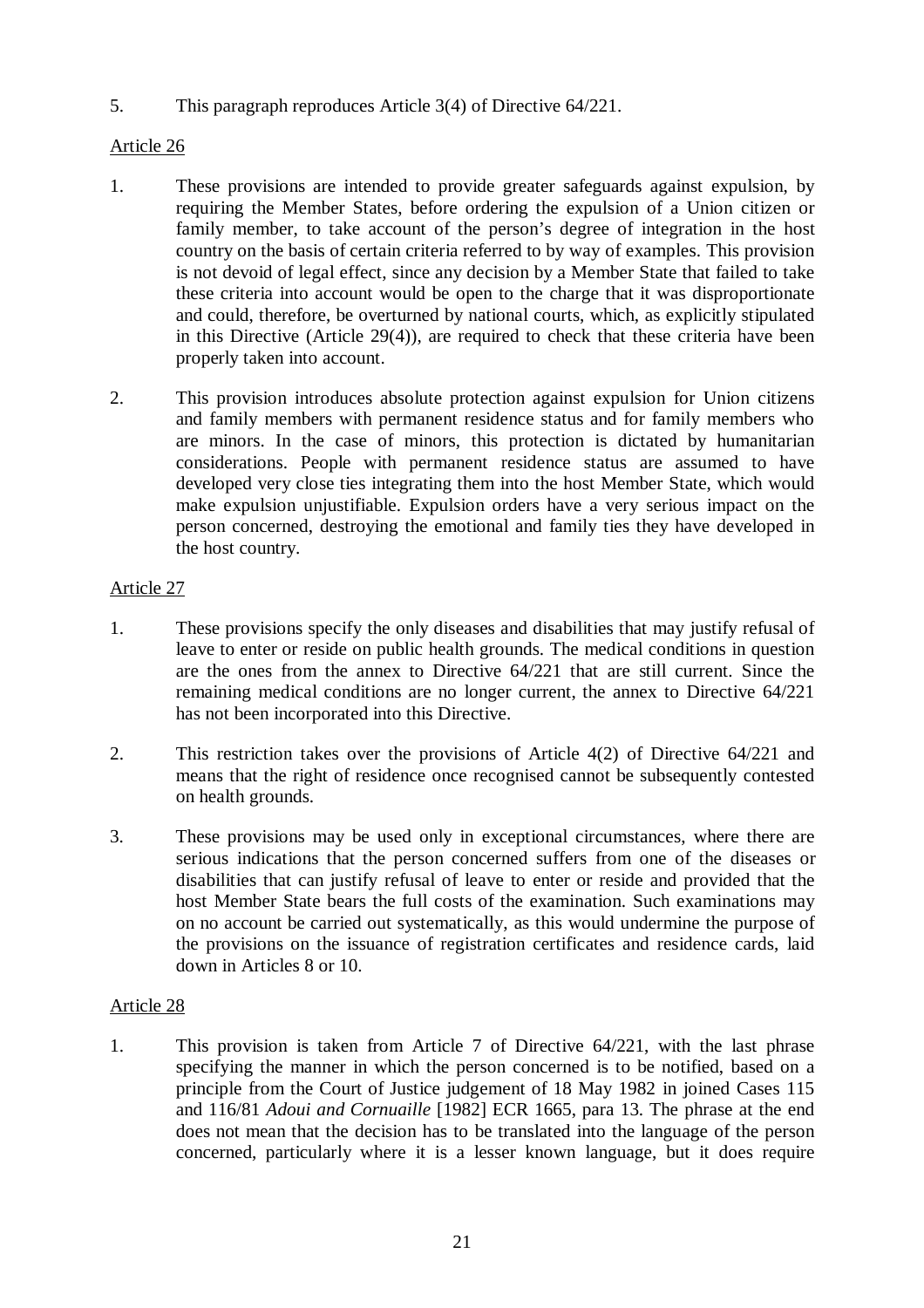5. This paragraph reproduces Article 3(4) of Directive 64/221.

Article 26

1. These provisions are intended to provide greater safeguards against expulsion, by requiring the Member States, before ordering the expulsion of a Union citizen or family member, to take account of the person's degree of integration in the host country on the basis of certain criteria referred to by way of examples. This provision is not devoid of legal effect, since any decision by a Member State that failed to take these criteria into account would be open to the charge that it was disproportionate and could, therefore, be overturned by national courts, which, as explicitly stipulated in this Directive (Article 29(4)), are required to check that these criteria have been properly taken into account.

2. This provision introduces absolute protection against expulsion for Union citizens and family members with permanent residence status and for family members who are minors. In the case of minors, this protection is dictated by humanitarian considerations. People with permanent residence status are assumed to have developed very close ties integrating them into the host Member State, which would make expulsion unjustifiable. Expulsion orders have a very serious impact on the person concerned, destroying the emotional and family ties they have developed in the host country.

Article 27

1. These provisions specify the only diseases and disabilities that may justify refusal of leave to enter or reside on public health grounds. The medical conditions in question are the ones from the annex to Directive 64/221 that are still current. Since the remaining medical conditions are no longer current, the annex to Directive 64/221 has not been incorporated into this Directive.

2. This restriction takes over the provisions of Article 4(2) of Directive 64/221 and means that the right of residence once recognised cannot be subsequently contested on health grounds.

3. These provisions may be used only in exceptional circumstances, where there are serious indications that the person concerned suffers from one of the diseases or disabilities that can justify refusal of leave to enter or reside and provided that the host Member State bears the full costs of the examination. Such examinations may on no account be carried out systematically, as this would undermine the purpose of the provisions on the issuance of registration certificates and residence cards, laid down in Articles 8 or 10.

Article 28

1. This provision is taken from Article 7 of Directive 64/221, with the last phrase specifying the manner in which the person concerned is to be notified, based on a principle from the Court of Justice judgement of 18 May 1982 in joined Cases 115 and 116/81 *Adoui and Cornuaille* [1982] ECR 1665, para 13. The phrase at the end does not mean that the decision has to be translated into the language of the person concerned, particularly where it is a lesser known language, but it does require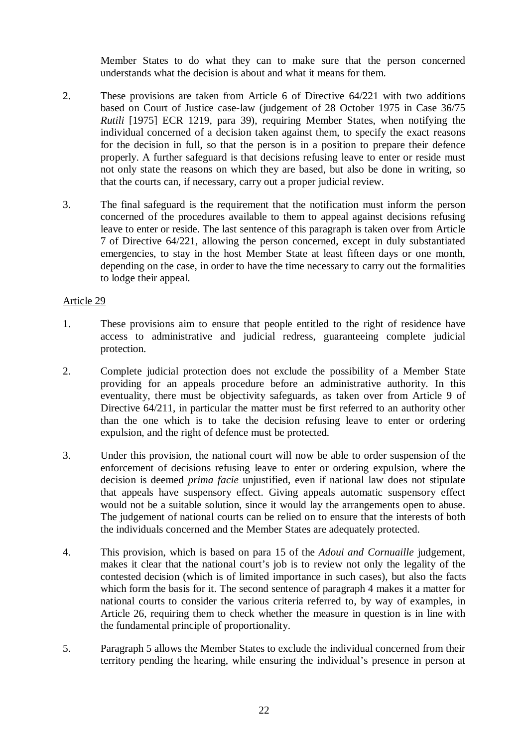Member States to do what they can to make sure that the person concerned understands what the decision is about and what it means for them.

2. These provisions are taken from Article 6 of Directive 64/221 with two additions based on Court of Justice case-law (judgement of 28 October 1975 in Case 36/75 *Rutili* [1975] ECR 1219, para 39), requiring Member States, when notifying the individual concerned of a decision taken against them, to specify the exact reasons for the decision in full, so that the person is in a position to prepare their defence properly. A further safeguard is that decisions refusing leave to enter or reside must not only state the reasons on which they are based, but also be done in writing, so that the courts can, if necessary, carry out a proper judicial review.

3. The final safeguard is the requirement that the notification must inform the person concerned of the procedures available to them to appeal against decisions refusing leave to enter or reside. The last sentence of this paragraph is taken over from Article 7 of Directive 64/221, allowing the person concerned, except in duly substantiated emergencies, to stay in the host Member State at least fifteen days or one month, depending on the case, in order to have the time necessary to carry out the formalities to lodge their appeal.

<u>Article 29</u>

1. These provisions aim to ensure that people entitled to the right of residence have access to administrative and judicial redress, guaranteeing complete judicial protection.

2. Complete judicial protection does not exclude the possibility of a Member State providing for an appeals procedure before an administrative authority. In this eventuality, there must be objectivity safeguards, as taken over from Article 9 of Directive 64/211, in particular the matter must be first referred to an authority other than the one which is to take the decision refusing leave to enter or ordering expulsion, and the right of defence must be protected.

3. Under this provision, the national court will now be able to order suspension of the enforcement of decisions refusing leave to enter or ordering expulsion, where the decision is deemed *prima facie* unjustified, even if national law does not stipulate that appeals have suspensory effect. Giving appeals automatic suspensory effect would not be a suitable solution, since it would lay the arrangements open to abuse. The judgement of national courts can be relied on to ensure that the interests of both the individuals concerned and the Member States are adequately protected.

4. This provision, which is based on para 15 of the *Adoui and Cornuaille* judgement, makes it clear that the national court's job is to review not only the legality of the contested decision (which is of limited importance in such cases), but also the facts which form the basis for it. The second sentence of paragraph 4 makes it a matter for national courts to consider the various criteria referred to, by way of examples, in Article 26, requiring them to check whether the measure in question is in line with the fundamental principle of proportionality.

5. Paragraph 5 allows the Member States to exclude the individual concerned from their territory pending the hearing, while ensuring the individual's presence in person at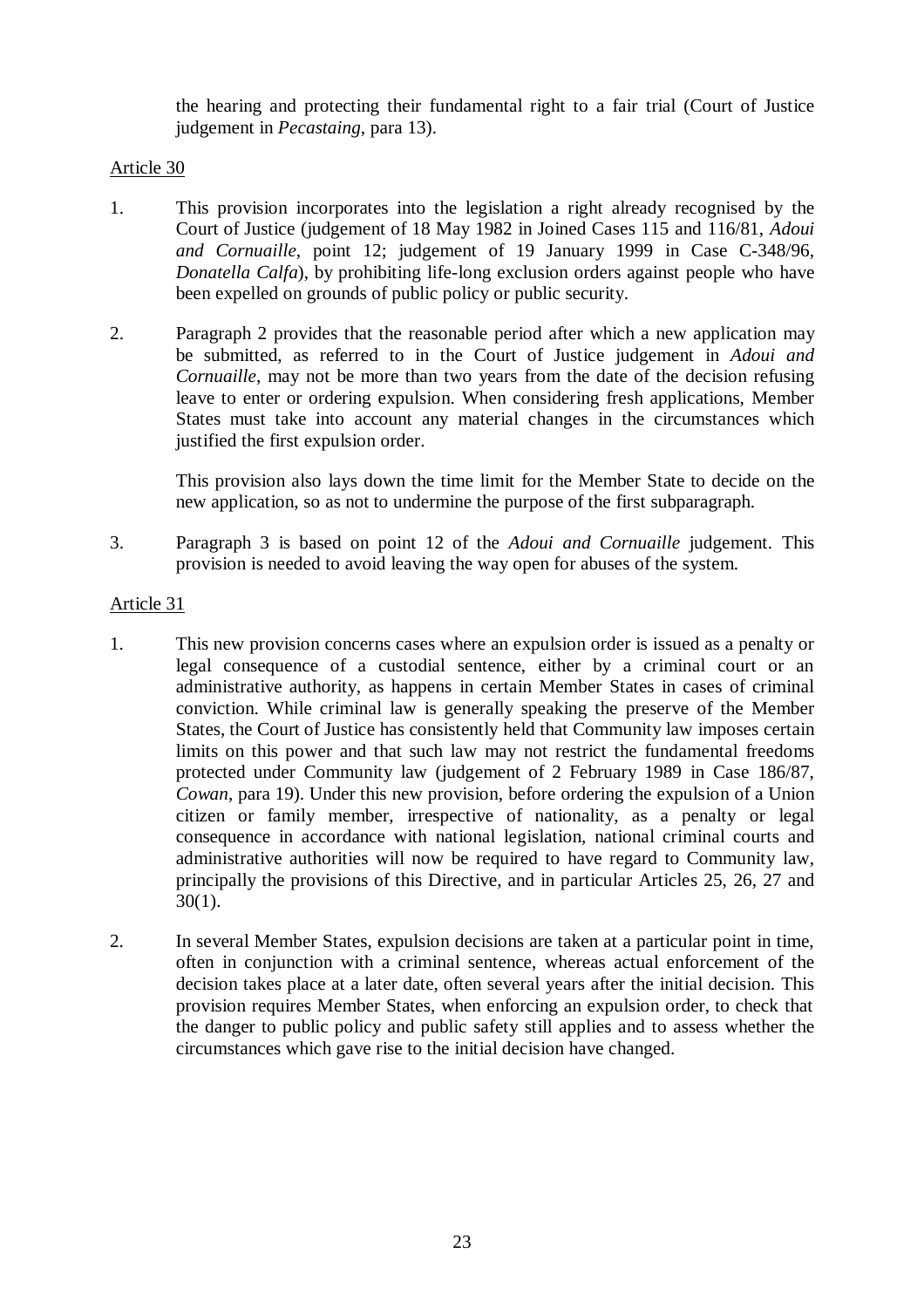the hearing and protecting their fundamental right to a fair trial (Court of Justice judgement in *Pecastaing*, para 13).

<u>Article 30</u>

1. This provision incorporates into the legislation a right already recognised by the Court of Justice (judgement of 18 May 1982 in Joined Cases 115 and 116/81, *Adoui and Cornuaille*, point 12; judgement of 19 January 1999 in Case C-348/96, *Donatella Calfa*), by prohibiting life-long exclusion orders against people who have been expelled on grounds of public policy or public security.

2. Paragraph 2 provides that the reasonable period after which a new application may be submitted, as referred to in the Court of Justice judgement in *Adoui and Cornuaille*, may not be more than two years from the date of the decision refusing leave to enter or ordering expulsion. When considering fresh applications, Member States must take into account any material changes in the circumstances which justified the first expulsion order.

   This provision also lays down the time limit for the Member State to decide on the new application, so as not to undermine the purpose of the first subparagraph.

3. Paragraph 3 is based on point 12 of the *Adoui and Cornuaille* judgement. This provision is needed to avoid leaving the way open for abuses of the system.

<u>Article 31</u>

1. This new provision concerns cases where an expulsion order is issued as a penalty or legal consequence of a custodial sentence, either by a criminal court or an administrative authority, as happens in certain Member States in cases of criminal conviction. While criminal law is generally speaking the preserve of the Member States, the Court of Justice has consistently held that Community law imposes certain limits on this power and that such law may not restrict the fundamental freedoms protected under Community law (judgement of 2 February 1989 in Case 186/87, *Cowan*, para 19). Under this new provision, before ordering the expulsion of a Union citizen or family member, irrespective of nationality, as a penalty or legal consequence in accordance with national legislation, national criminal courts and administrative authorities will now be required to have regard to Community law, principally the provisions of this Directive, and in particular Articles 25, 26, 27 and 30(1).

2. In several Member States, expulsion decisions are taken at a particular point in time, often in conjunction with a criminal sentence, whereas actual enforcement of the decision takes place at a later date, often several years after the initial decision. This provision requires Member States, when enforcing an expulsion order, to check that the danger to public policy and public safety still applies and to assess whether the circumstances which gave rise to the initial decision have changed.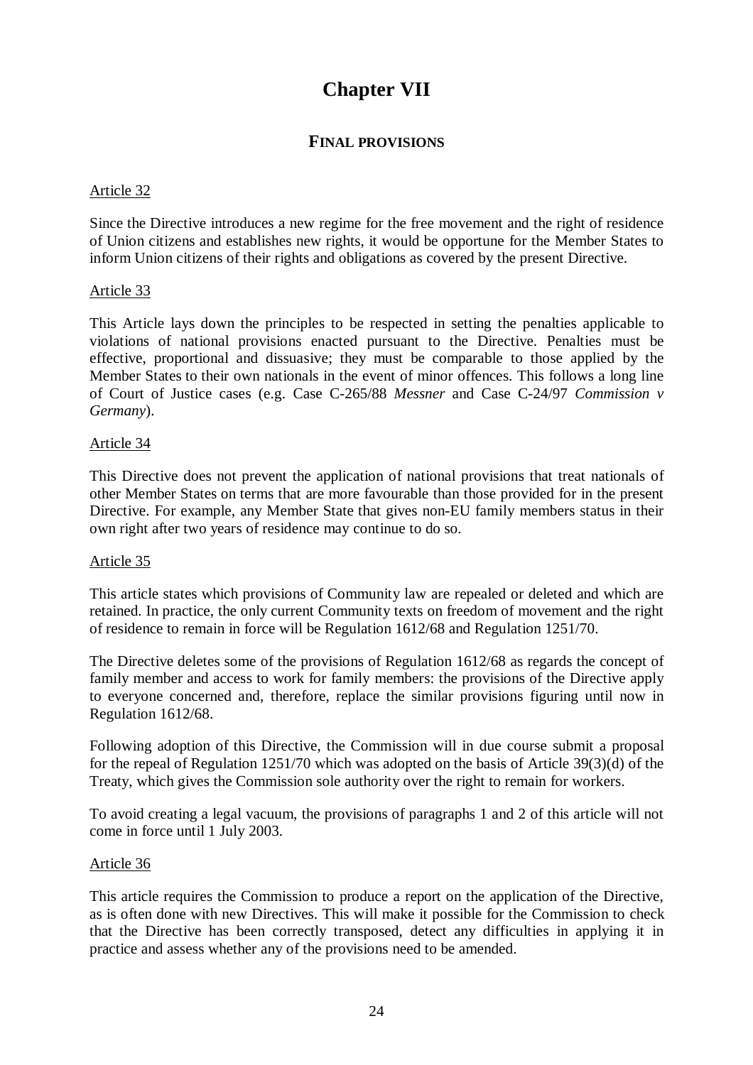# Chapter VII

## FINAL PROVISIONS

Article 32

Since the Directive introduces a new regime for the free movement and the right of residence of Union citizens and establishes new rights, it would be opportune for the Member States to inform Union citizens of their rights and obligations as covered by the present Directive.

Article 33

This Article lays down the principles to be respected in setting the penalties applicable to violations of national provisions enacted pursuant to the Directive. Penalties must be effective, proportional and dissuasive; they must be comparable to those applied by the Member States to their own nationals in the event of minor offences. This follows a long line of Court of Justice cases (e.g. Case C-265/88 *Messner* and Case C-24/97 *Commission v Germany*).

Article 34

This Directive does not prevent the application of national provisions that treat nationals of other Member States on terms that are more favourable than those provided for in the present Directive. For example, any Member State that gives non-EU family members status in their own right after two years of residence may continue to do so.

Article 35

This article states which provisions of Community law are repealed or deleted and which are retained. In practice, the only current Community texts on freedom of movement and the right of residence to remain in force will be Regulation 1612/68 and Regulation 1251/70.

The Directive deletes some of the provisions of Regulation 1612/68 as regards the concept of family member and access to work for family members: the provisions of the Directive apply to everyone concerned and, therefore, replace the similar provisions figuring until now in Regulation 1612/68.

Following adoption of this Directive, the Commission will in due course submit a proposal for the repeal of Regulation 1251/70 which was adopted on the basis of Article 39(3)(d) of the Treaty, which gives the Commission sole authority over the right to remain for workers.

To avoid creating a legal vacuum, the provisions of paragraphs 1 and 2 of this article will not come in force until 1 July 2003.

Article 36

This article requires the Commission to produce a report on the application of the Directive, as is often done with new Directives. This will make it possible for the Commission to check that the Directive has been correctly transposed, detect any difficulties in applying it in practice and assess whether any of the provisions need to be amended.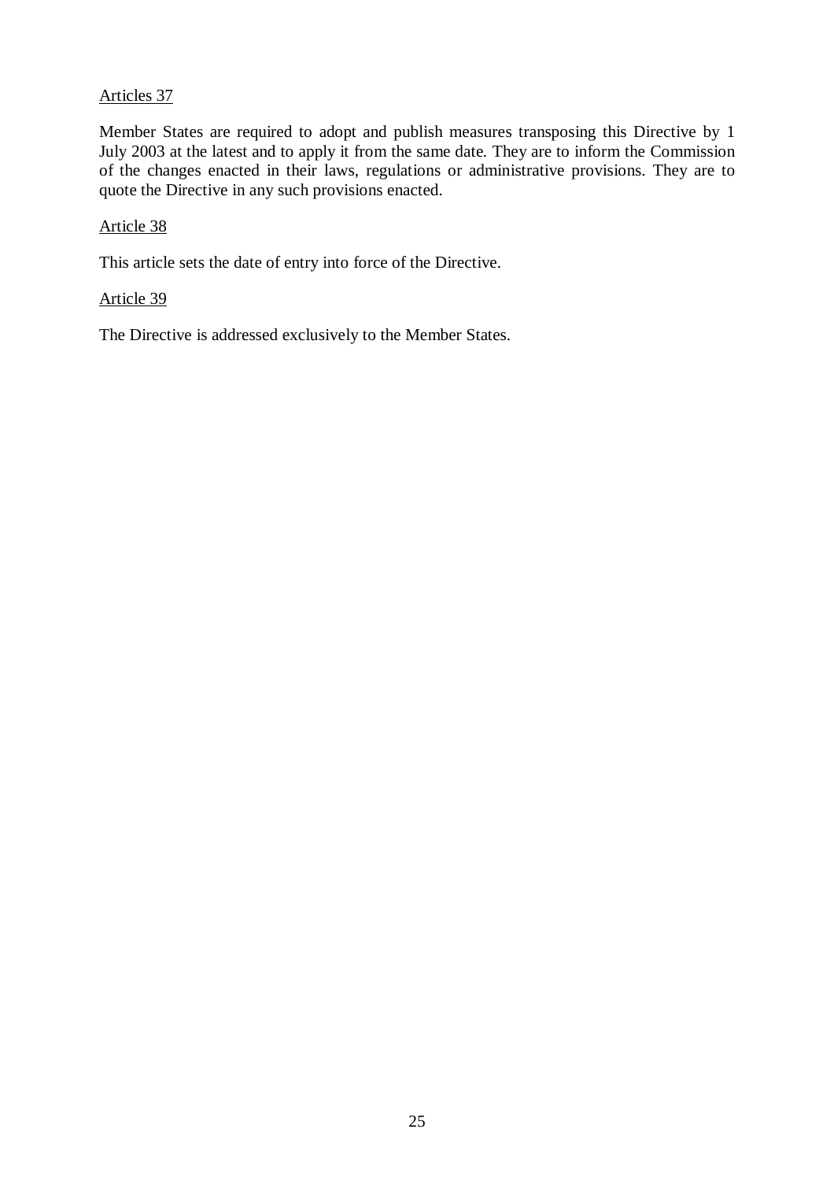<u>Articles 37</u>

Member States are required to adopt and publish measures transposing this Directive by 1 July 2003 at the latest and to apply it from the same date. They are to inform the Commission of the changes enacted in their laws, regulations or administrative provisions. They are to quote the Directive in any such provisions enacted.

<u>Article 38</u>

This article sets the date of entry into force of the Directive.

<u>Article 39</u>

The Directive is addressed exclusively to the Member States.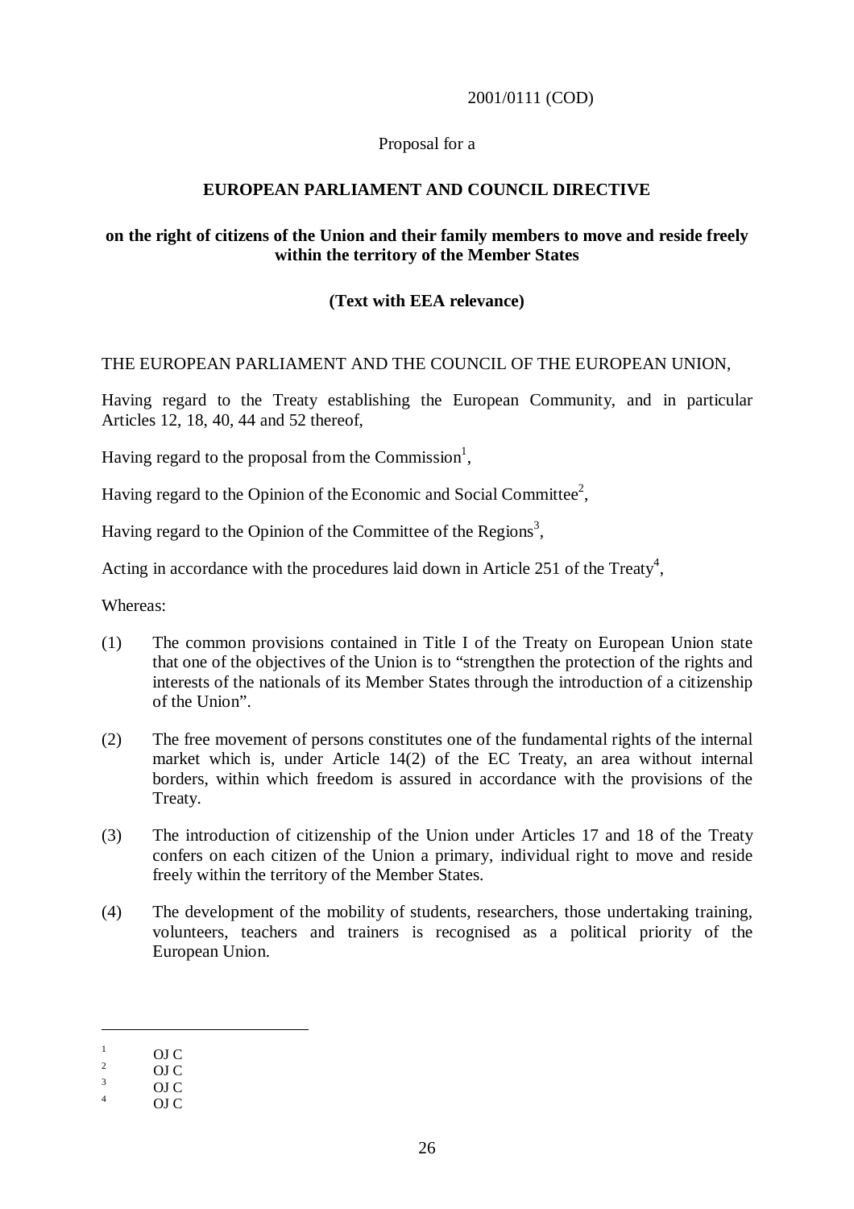2001/0111 (COD)

Proposal for a

**EUROPEAN PARLIAMENT AND COUNCIL DIRECTIVE**

**on the right of citizens of the Union and their family members to move and reside freely within the territory of the Member States**

**(Text with EEA relevance)**

THE EUROPEAN PARLIAMENT AND THE COUNCIL OF THE EUROPEAN UNION,

Having regard to the Treaty establishing the European Community, and in particular Articles 12, 18, 40, 44 and 52 thereof,

Having regard to the proposal from the Commission[1],

Having regard to the Opinion of the Economic and Social Committee[2],

Having regard to the Opinion of the Committee of the Regions[3],

Acting in accordance with the procedures laid down in Article 251 of the Treaty[4],

Whereas:

(1) The common provisions contained in Title I of the Treaty on European Union state that one of the objectives of the Union is to "strengthen the protection of the rights and interests of the nationals of its Member States through the introduction of a citizenship of the Union".

(2) The free movement of persons constitutes one of the fundamental rights of the internal market which is, under Article 14(2) of the EC Treaty, an area without internal borders, within which freedom is assured in accordance with the provisions of the Treaty.

(3) The introduction of citizenship of the Union under Articles 17 and 18 of the Treaty confers on each citizen of the Union a primary, individual right to move and reside freely within the territory of the Member States.

(4) The development of the mobility of students, researchers, those undertaking training, volunteers, teachers and trainers is recognised as a political priority of the European Union.

---

[1] OJ C

[2] OJ C

[3] OJ C

[4] OJ C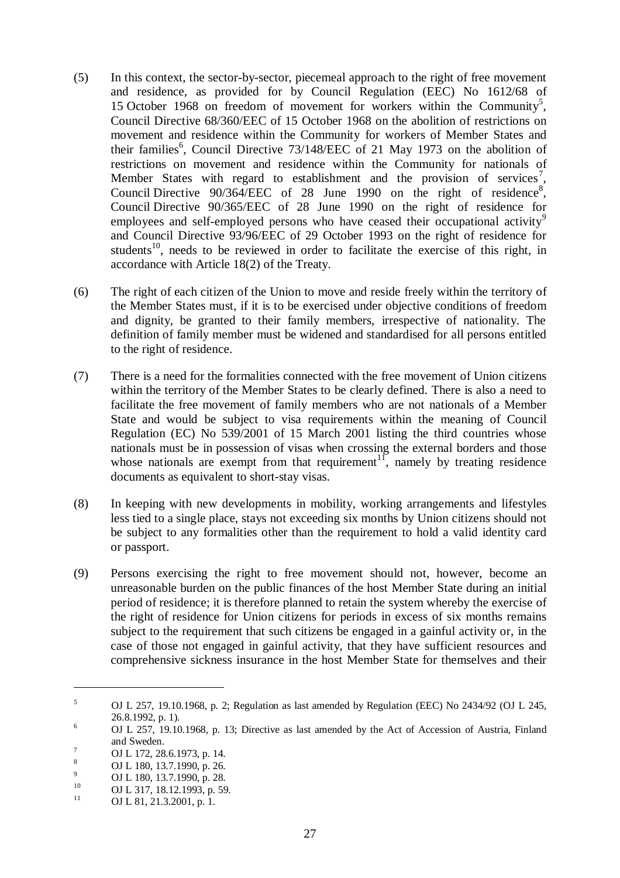(5) In this context, the sector-by-sector, piecemeal approach to the right of free movement and residence, as provided for by Council Regulation (EEC) No 1612/68 of 15 October 1968 on freedom of movement for workers within the Community[5], Council Directive 68/360/EEC of 15 October 1968 on the abolition of restrictions on movement and residence within the Community for workers of Member States and their families[6], Council Directive 73/148/EEC of 21 May 1973 on the abolition of restrictions on movement and residence within the Community for nationals of Member States with regard to establishment and the provision of services[7], Council Directive 90/364/EEC of 28 June 1990 on the right of residence[8], Council Directive 90/365/EEC of 28 June 1990 on the right of residence for employees and self-employed persons who have ceased their occupational activity[9] and Council Directive 93/96/EEC of 29 October 1993 on the right of residence for students[10], needs to be reviewed in order to facilitate the exercise of this right, in accordance with Article 18(2) of the Treaty.

(6) The right of each citizen of the Union to move and reside freely within the territory of the Member States must, if it is to be exercised under objective conditions of freedom and dignity, be granted to their family members, irrespective of nationality. The definition of family member must be widened and standardised for all persons entitled to the right of residence.

(7) There is a need for the formalities connected with the free movement of Union citizens within the territory of the Member States to be clearly defined. There is also a need to facilitate the free movement of family members who are not nationals of a Member State and would be subject to visa requirements within the meaning of Council Regulation (EC) No 539/2001 of 15 March 2001 listing the third countries whose nationals must be in possession of visas when crossing the external borders and those whose nationals are exempt from that requirement[11], namely by treating residence documents as equivalent to short-stay visas.

(8) In keeping with new developments in mobility, working arrangements and lifestyles less tied to a single place, stays not exceeding six months by Union citizens should not be subject to any formalities other than the requirement to hold a valid identity card or passport.

(9) Persons exercising the right to free movement should not, however, become an unreasonable burden on the public finances of the host Member State during an initial period of residence; it is therefore planned to retain the system whereby the exercise of the right of residence for Union citizens for periods in excess of six months remains subject to the requirement that such citizens be engaged in a gainful activity or, in the case of those not engaged in gainful activity, that they have sufficient resources and comprehensive sickness insurance in the host Member State for themselves and their

---

[5] OJ L 257, 19.10.1968, p. 2; Regulation as last amended by Regulation (EEC) No 2434/92 (OJ L 245, 26.8.1992, p. 1).

[6] OJ L 257, 19.10.1968, p. 13; Directive as last amended by the Act of Accession of Austria, Finland and Sweden.

[7] OJ L 172, 28.6.1973, p. 14.

[8] OJ L 180, 13.7.1990, p. 26.

[9] OJ L 180, 13.7.1990, p. 28.

[10] OJ L 317, 18.12.1993, p. 59.

[11] OJ L 81, 21.3.2001, p. 1.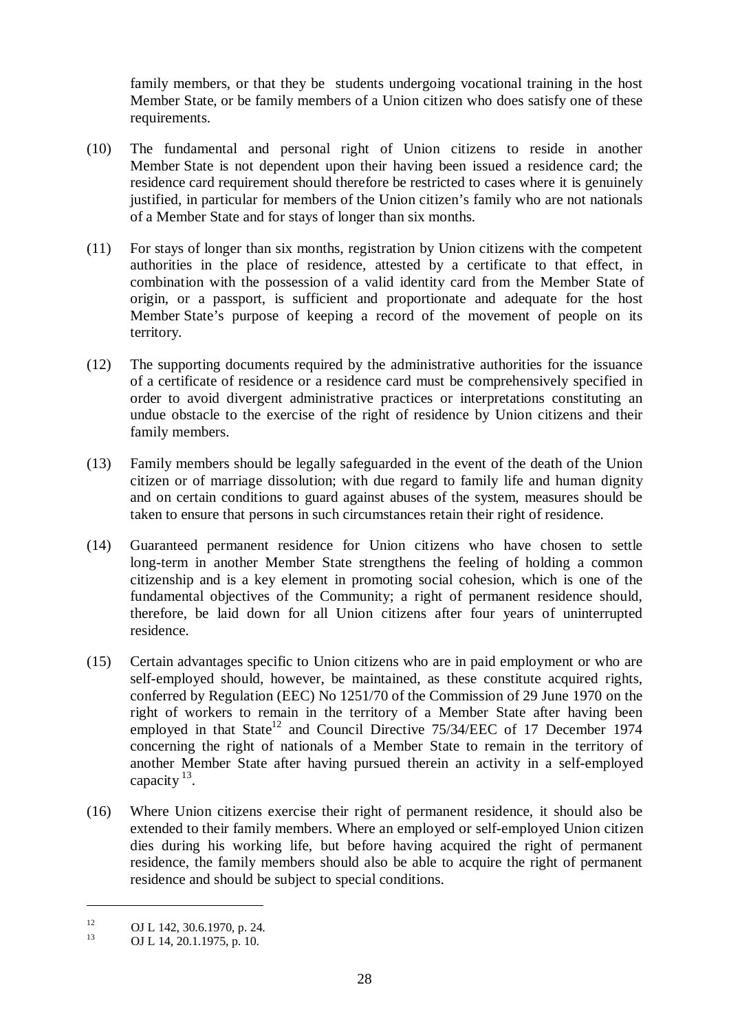family members, or that they be students undergoing vocational training in the host Member State, or be family members of a Union citizen who does satisfy one of these requirements.

(10) The fundamental and personal right of Union citizens to reside in another Member State is not dependent upon their having been issued a residence card; the residence card requirement should therefore be restricted to cases where it is genuinely justified, in particular for members of the Union citizen's family who are not nationals of a Member State and for stays of longer than six months.

(11) For stays of longer than six months, registration by Union citizens with the competent authorities in the place of residence, attested by a certificate to that effect, in combination with the possession of a valid identity card from the Member State of origin, or a passport, is sufficient and proportionate and adequate for the host Member State's purpose of keeping a record of the movement of people on its territory.

(12) The supporting documents required by the administrative authorities for the issuance of a certificate of residence or a residence card must be comprehensively specified in order to avoid divergent administrative practices or interpretations constituting an undue obstacle to the exercise of the right of residence by Union citizens and their family members.

(13) Family members should be legally safeguarded in the event of the death of the Union citizen or of marriage dissolution; with due regard to family life and human dignity and on certain conditions to guard against abuses of the system, measures should be taken to ensure that persons in such circumstances retain their right of residence.

(14) Guaranteed permanent residence for Union citizens who have chosen to settle long-term in another Member State strengthens the feeling of holding a common citizenship and is a key element in promoting social cohesion, which is one of the fundamental objectives of the Community; a right of permanent residence should, therefore, be laid down for all Union citizens after four years of uninterrupted residence.

(15) Certain advantages specific to Union citizens who are in paid employment or who are self-employed should, however, be maintained, as these constitute acquired rights, conferred by Regulation (EEC) No 1251/70 of the Commission of 29 June 1970 on the right of workers to remain in the territory of a Member State after having been employed in that State[12] and Council Directive 75/34/EEC of 17 December 1974 concerning the right of nationals of a Member State to remain in the territory of another Member State after having pursued therein an activity in a self-employed capacity[13].

(16) Where Union citizens exercise their right of permanent residence, it should also be extended to their family members. Where an employed or self-employed Union citizen dies during his working life, but before having acquired the right of permanent residence, the family members should also be able to acquire the right of permanent residence and should be subject to special conditions.

---

[12] OJ L 142, 30.6.1970, p. 24.

[13] OJ L 14, 20.1.1975, p. 10.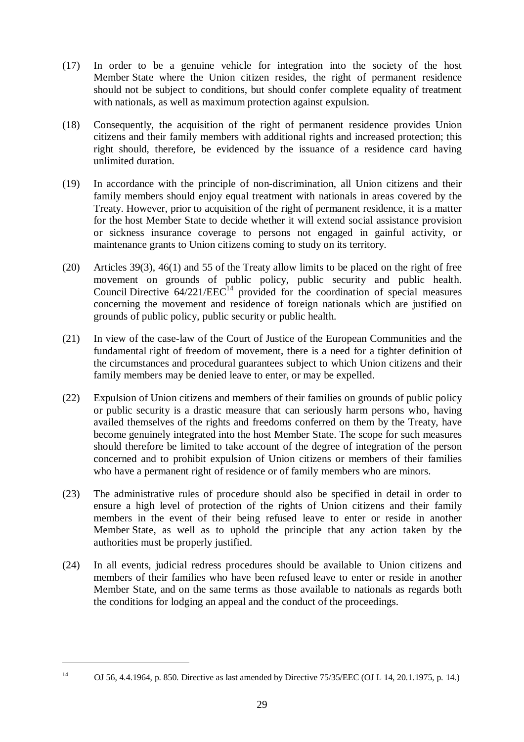(17) In order to be a genuine vehicle for integration into the society of the host Member State where the Union citizen resides, the right of permanent residence should not be subject to conditions, but should confer complete equality of treatment with nationals, as well as maximum protection against expulsion.

(18) Consequently, the acquisition of the right of permanent residence provides Union citizens and their family members with additional rights and increased protection; this right should, therefore, be evidenced by the issuance of a residence card having unlimited duration.

(19) In accordance with the principle of non-discrimination, all Union citizens and their family members should enjoy equal treatment with nationals in areas covered by the Treaty. However, prior to acquisition of the right of permanent residence, it is a matter for the host Member State to decide whether it will extend social assistance provision or sickness insurance coverage to persons not engaged in gainful activity, or maintenance grants to Union citizens coming to study on its territory.

(20) Articles 39(3), 46(1) and 55 of the Treaty allow limits to be placed on the right of free movement on grounds of public policy, public security and public health. Council Directive 64/221/EEC[14] provided for the coordination of special measures concerning the movement and residence of foreign nationals which are justified on grounds of public policy, public security or public health.

(21) In view of the case-law of the Court of Justice of the European Communities and the fundamental right of freedom of movement, there is a need for a tighter definition of the circumstances and procedural guarantees subject to which Union citizens and their family members may be denied leave to enter, or may be expelled.

(22) Expulsion of Union citizens and members of their families on grounds of public policy or public security is a drastic measure that can seriously harm persons who, having availed themselves of the rights and freedoms conferred on them by the Treaty, have become genuinely integrated into the host Member State. The scope for such measures should therefore be limited to take account of the degree of integration of the person concerned and to prohibit expulsion of Union citizens or members of their families who have a permanent right of residence or of family members who are minors.

(23) The administrative rules of procedure should also be specified in detail in order to ensure a high level of protection of the rights of Union citizens and their family members in the event of their being refused leave to enter or reside in another Member State, as well as to uphold the principle that any action taken by the authorities must be properly justified.

(24) In all events, judicial redress procedures should be available to Union citizens and members of their families who have been refused leave to enter or reside in another Member State, and on the same terms as those available to nationals as regards both the conditions for lodging an appeal and the conduct of the proceedings.

---

[14] OJ 56, 4.4.1964, p. 850. Directive as last amended by Directive 75/35/EEC (OJ L 14, 20.1.1975, p. 14.)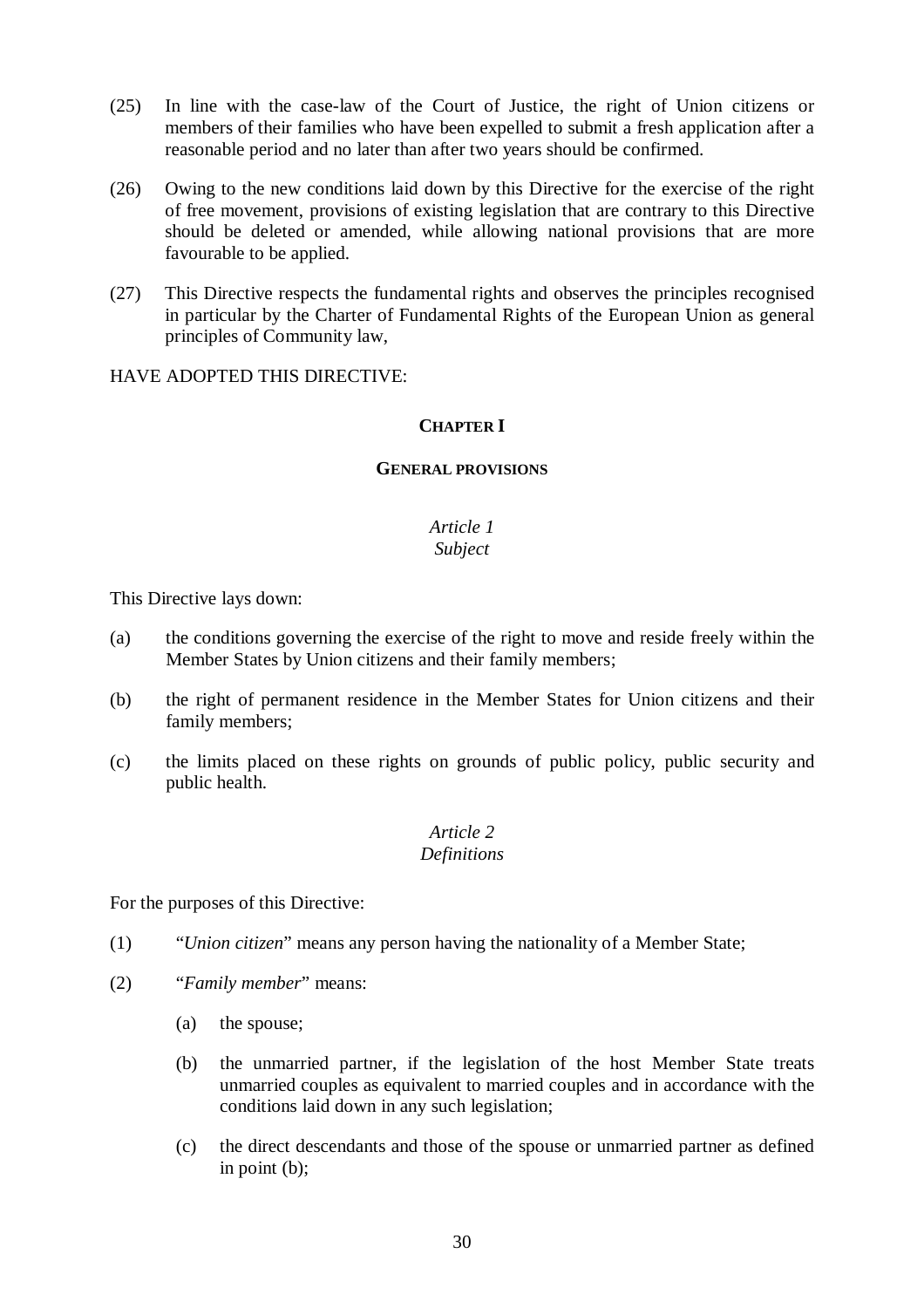(25) In line with the case-law of the Court of Justice, the right of Union citizens or members of their families who have been expelled to submit a fresh application after a reasonable period and no later than after two years should be confirmed.

(26) Owing to the new conditions laid down by this Directive for the exercise of the right of free movement, provisions of existing legislation that are contrary to this Directive should be deleted or amended, while allowing national provisions that are more favourable to be applied.

(27) This Directive respects the fundamental rights and observes the principles recognised in particular by the Charter of Fundamental Rights of the European Union as general principles of Community law,

HAVE ADOPTED THIS DIRECTIVE:

## CHAPTER I

## GENERAL PROVISIONS

### *Article 1*
### *Subject*

This Directive lays down:

(a) the conditions governing the exercise of the right to move and reside freely within the Member States by Union citizens and their family members;

(b) the right of permanent residence in the Member States for Union citizens and their family members;

(c) the limits placed on these rights on grounds of public policy, public security and public health.

### *Article 2*
### *Definitions*

For the purposes of this Directive:

(1) "*Union citizen*" means any person having the nationality of a Member State;

(2) "*Family member*" means:

- (a) the spouse;

- (b) the unmarried partner, if the legislation of the host Member State treats unmarried couples as equivalent to married couples and in accordance with the conditions laid down in any such legislation;

- (c) the direct descendants and those of the spouse or unmarried partner as defined in point (b);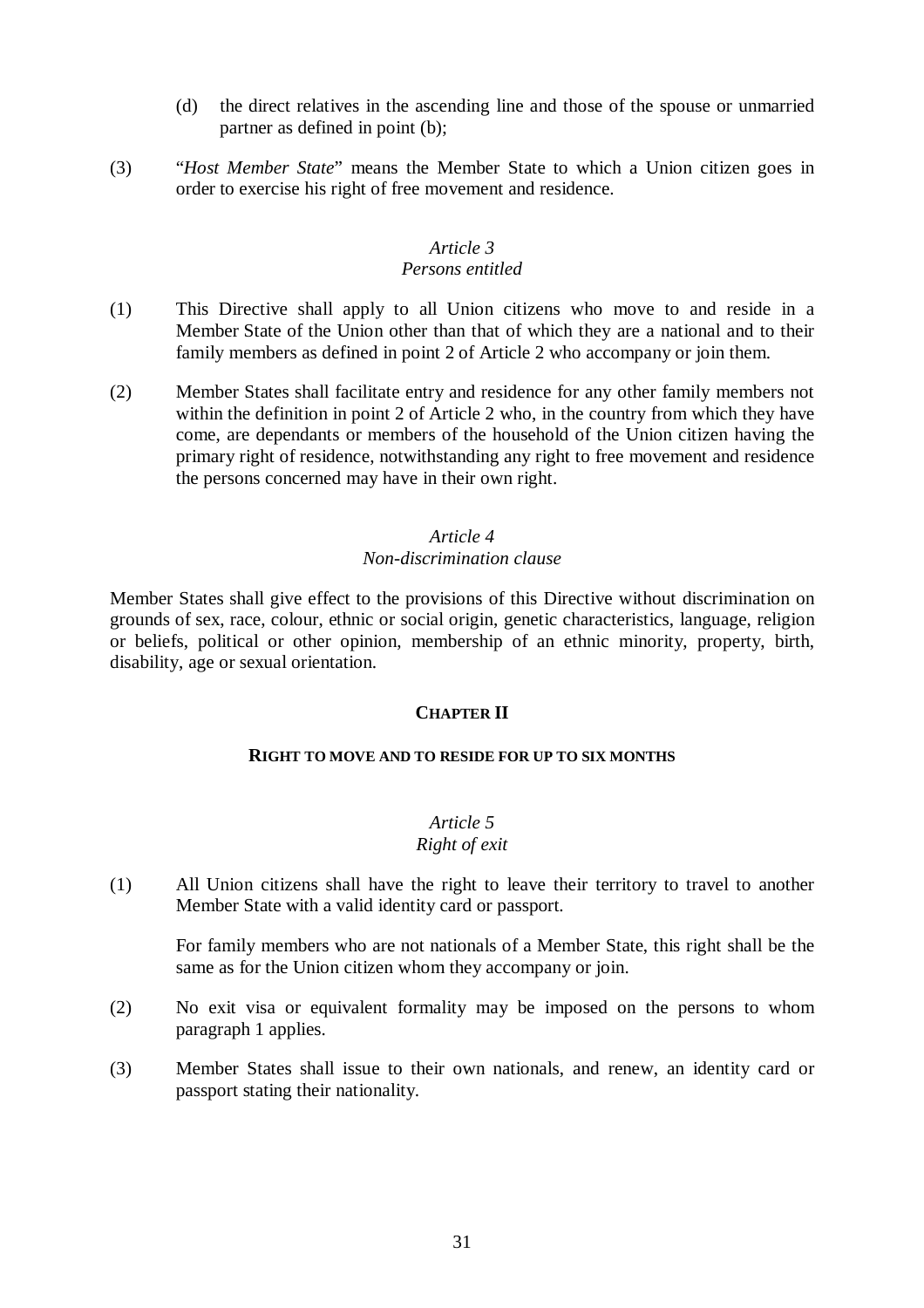(d) the direct relatives in the ascending line and those of the spouse or unmarried partner as defined in point (b);

(3) "*Host Member State*" means the Member State to which a Union citizen goes in order to exercise his right of free movement and residence.

### *Article 3*
### *Persons entitled*

(1) This Directive shall apply to all Union citizens who move to and reside in a Member State of the Union other than that of which they are a national and to their family members as defined in point 2 of Article 2 who accompany or join them.

(2) Member States shall facilitate entry and residence for any other family members not within the definition in point 2 of Article 2 who, in the country from which they have come, are dependants or members of the household of the Union citizen having the primary right of residence, notwithstanding any right to free movement and residence the persons concerned may have in their own right.

### *Article 4*
### *Non-discrimination clause*

Member States shall give effect to the provisions of this Directive without discrimination on grounds of sex, race, colour, ethnic or social origin, genetic characteristics, language, religion or beliefs, political or other opinion, membership of an ethnic minority, property, birth, disability, age or sexual orientation.

## **CHAPTER II**

## **RIGHT TO MOVE AND TO RESIDE FOR UP TO SIX MONTHS**

### *Article 5*
### *Right of exit*

(1) All Union citizens shall have the right to leave their territory to travel to another Member State with a valid identity card or passport.

For family members who are not nationals of a Member State, this right shall be the same as for the Union citizen whom they accompany or join.

(2) No exit visa or equivalent formality may be imposed on the persons to whom paragraph 1 applies.

(3) Member States shall issue to their own nationals, and renew, an identity card or passport stating their nationality.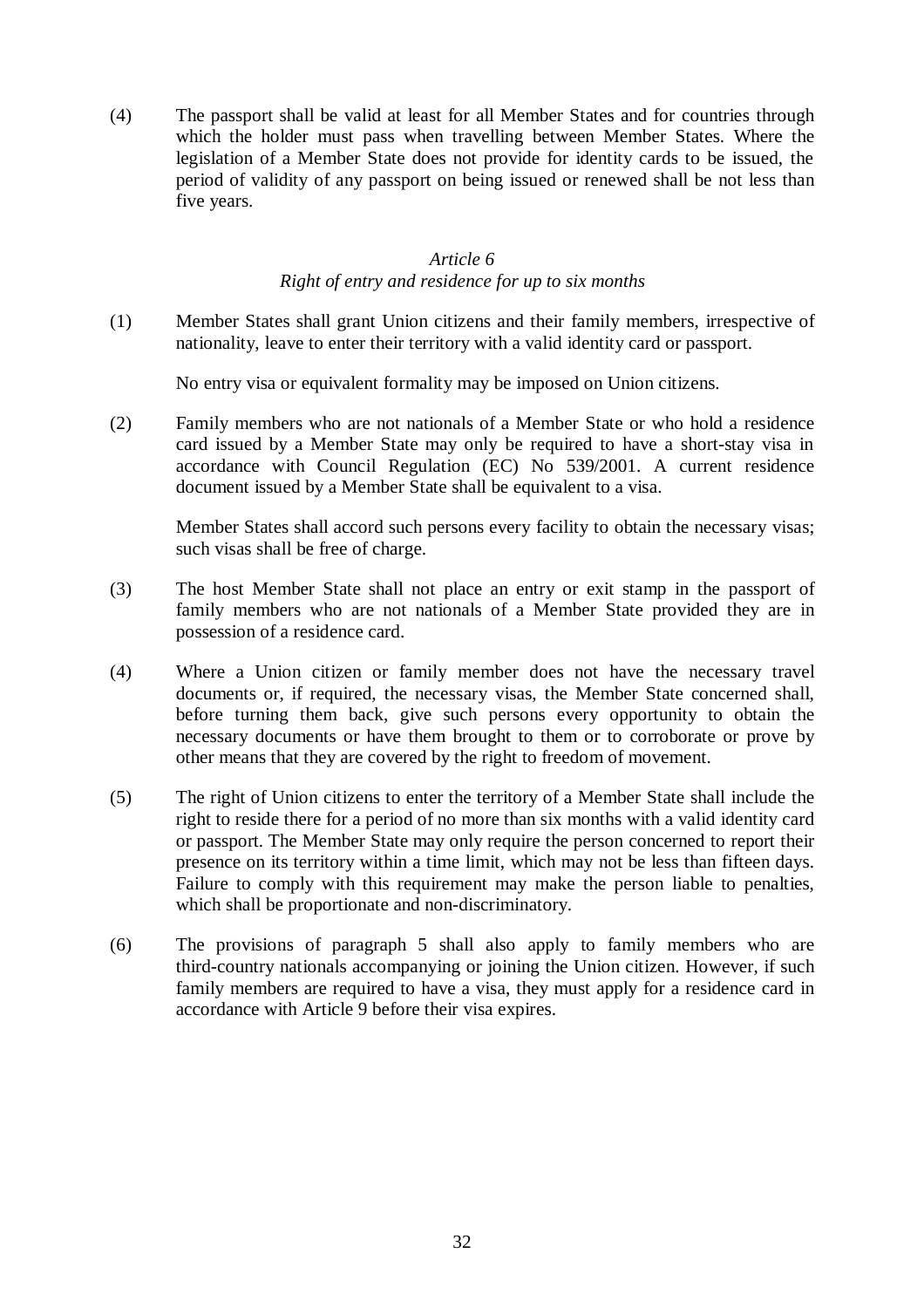(4) The passport shall be valid at least for all Member States and for countries through which the holder must pass when travelling between Member States. Where the legislation of a Member State does not provide for identity cards to be issued, the period of validity of any passport on being issued or renewed shall be not less than five years.

*Article 6*

*Right of entry and residence for up to six months*

(1) Member States shall grant Union citizens and their family members, irrespective of nationality, leave to enter their territory with a valid identity card or passport.

No entry visa or equivalent formality may be imposed on Union citizens.

(2) Family members who are not nationals of a Member State or who hold a residence card issued by a Member State may only be required to have a short-stay visa in accordance with Council Regulation (EC) No 539/2001. A current residence document issued by a Member State shall be equivalent to a visa.

Member States shall accord such persons every facility to obtain the necessary visas; such visas shall be free of charge.

(3) The host Member State shall not place an entry or exit stamp in the passport of family members who are not nationals of a Member State provided they are in possession of a residence card.

(4) Where a Union citizen or family member does not have the necessary travel documents or, if required, the necessary visas, the Member State concerned shall, before turning them back, give such persons every opportunity to obtain the necessary documents or have them brought to them or to corroborate or prove by other means that they are covered by the right to freedom of movement.

(5) The right of Union citizens to enter the territory of a Member State shall include the right to reside there for a period of no more than six months with a valid identity card or passport. The Member State may only require the person concerned to report their presence on its territory within a time limit, which may not be less than fifteen days. Failure to comply with this requirement may make the person liable to penalties, which shall be proportionate and non-discriminatory.

(6) The provisions of paragraph 5 shall also apply to family members who are third-country nationals accompanying or joining the Union citizen. However, if such family members are required to have a visa, they must apply for a residence card in accordance with Article 9 before their visa expires.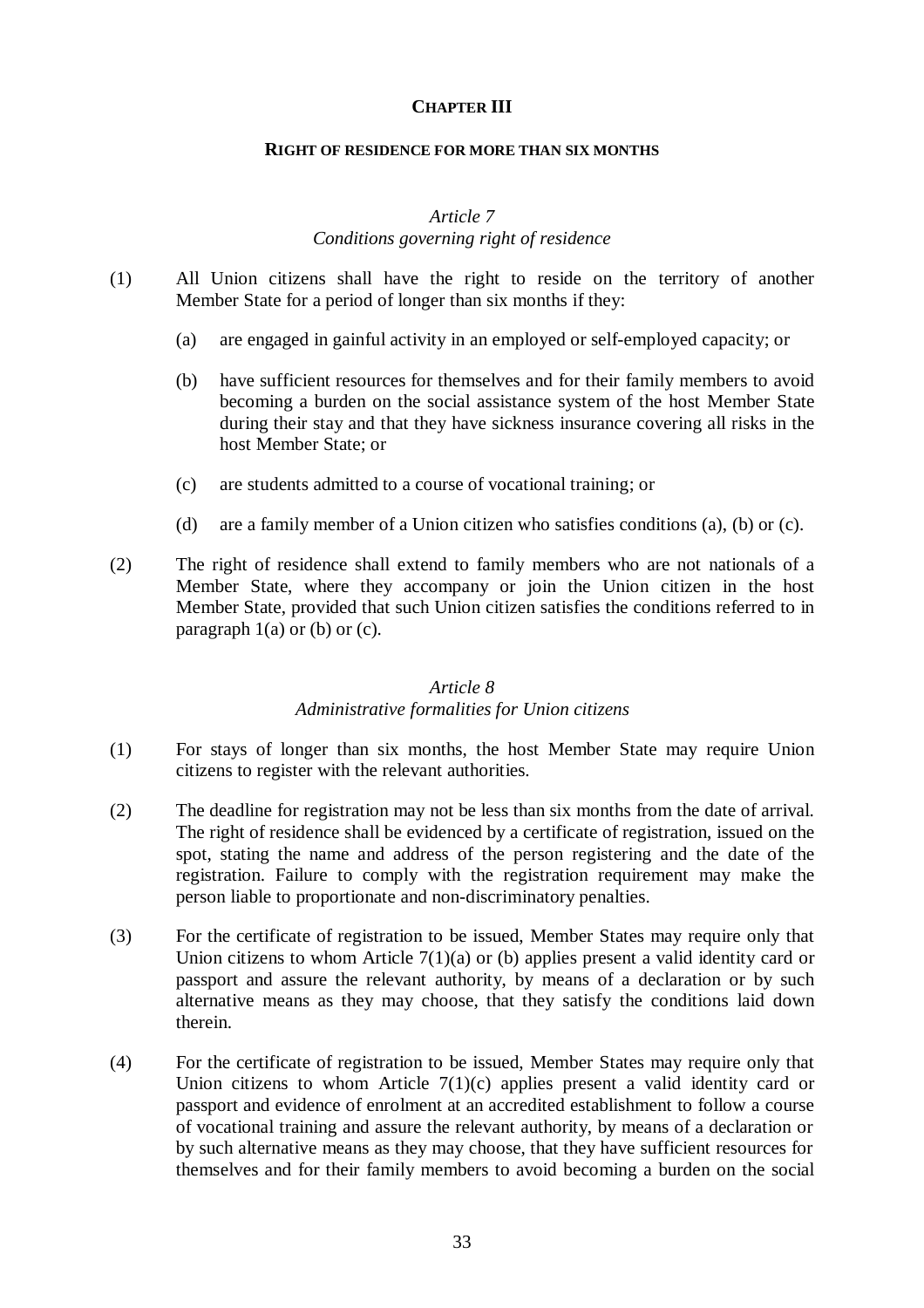## CHAPTER III

### RIGHT OF RESIDENCE FOR MORE THAN SIX MONTHS

*Article 7*
*Conditions governing right of residence*

(1) All Union citizens shall have the right to reside on the territory of another Member State for a period of longer than six months if they:

(a) are engaged in gainful activity in an employed or self-employed capacity; or

(b) have sufficient resources for themselves and for their family members to avoid becoming a burden on the social assistance system of the host Member State during their stay and that they have sickness insurance covering all risks in the host Member State; or

(c) are students admitted to a course of vocational training; or

(d) are a family member of a Union citizen who satisfies conditions (a), (b) or (c).

(2) The right of residence shall extend to family members who are not nationals of a Member State, where they accompany or join the Union citizen in the host Member State, provided that such Union citizen satisfies the conditions referred to in paragraph 1(a) or (b) or (c).

*Article 8*
*Administrative formalities for Union citizens*

(1) For stays of longer than six months, the host Member State may require Union citizens to register with the relevant authorities.

(2) The deadline for registration may not be less than six months from the date of arrival. The right of residence shall be evidenced by a certificate of registration, issued on the spot, stating the name and address of the person registering and the date of the registration. Failure to comply with the registration requirement may make the person liable to proportionate and non-discriminatory penalties.

(3) For the certificate of registration to be issued, Member States may require only that Union citizens to whom Article 7(1)(a) or (b) applies present a valid identity card or passport and assure the relevant authority, by means of a declaration or by such alternative means as they may choose, that they satisfy the conditions laid down therein.

(4) For the certificate of registration to be issued, Member States may require only that Union citizens to whom Article 7(1)(c) applies present a valid identity card or passport and evidence of enrolment at an accredited establishment to follow a course of vocational training and assure the relevant authority, by means of a declaration or by such alternative means as they may choose, that they have sufficient resources for themselves and for their family members to avoid becoming a burden on the social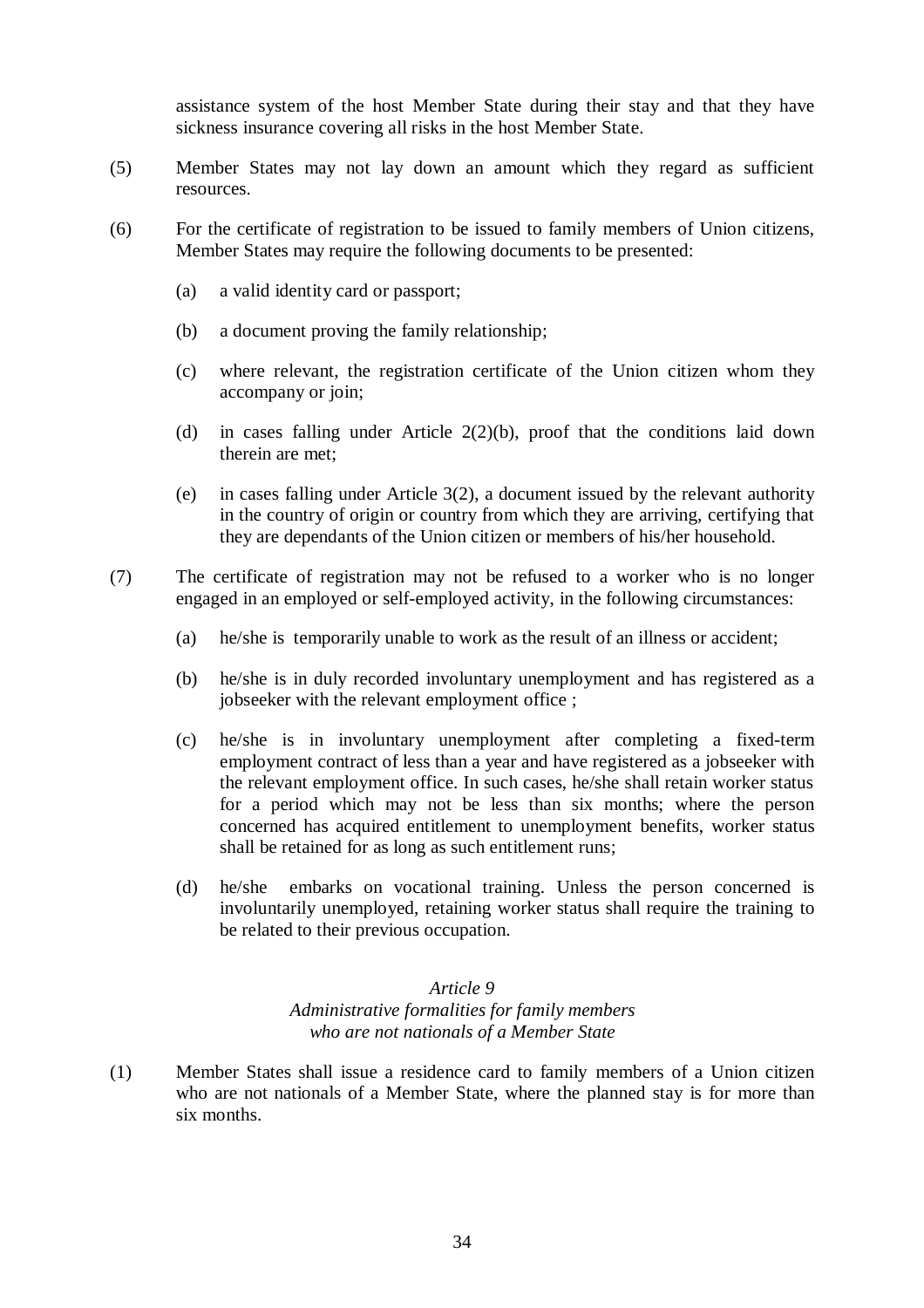assistance system of the host Member State during their stay and that they have sickness insurance covering all risks in the host Member State.

(5) Member States may not lay down an amount which they regard as sufficient resources.

(6) For the certificate of registration to be issued to family members of Union citizens, Member States may require the following documents to be presented:

  (a) a valid identity card or passport;

  (b) a document proving the family relationship;

  (c) where relevant, the registration certificate of the Union citizen whom they accompany or join;

  (d) in cases falling under Article 2(2)(b), proof that the conditions laid down therein are met;

  (e) in cases falling under Article 3(2), a document issued by the relevant authority in the country of origin or country from which they are arriving, certifying that they are dependants of the Union citizen or members of his/her household.

(7) The certificate of registration may not be refused to a worker who is no longer engaged in an employed or self-employed activity, in the following circumstances:

  (a) he/she is temporarily unable to work as the result of an illness or accident;

  (b) he/she is in duly recorded involuntary unemployment and has registered as a jobseeker with the relevant employment office ;

  (c) he/she is in involuntary unemployment after completing a fixed-term employment contract of less than a year and have registered as a jobseeker with the relevant employment office. In such cases, he/she shall retain worker status for a period which may not be less than six months; where the person concerned has acquired entitlement to unemployment benefits, worker status shall be retained for as long as such entitlement runs;

  (d) he/she embarks on vocational training. Unless the person concerned is involuntarily unemployed, retaining worker status shall require the training to be related to their previous occupation.

*Article 9*
*Administrative formalities for family members who are not nationals of a Member State*

(1) Member States shall issue a residence card to family members of a Union citizen who are not nationals of a Member State, where the planned stay is for more than six months.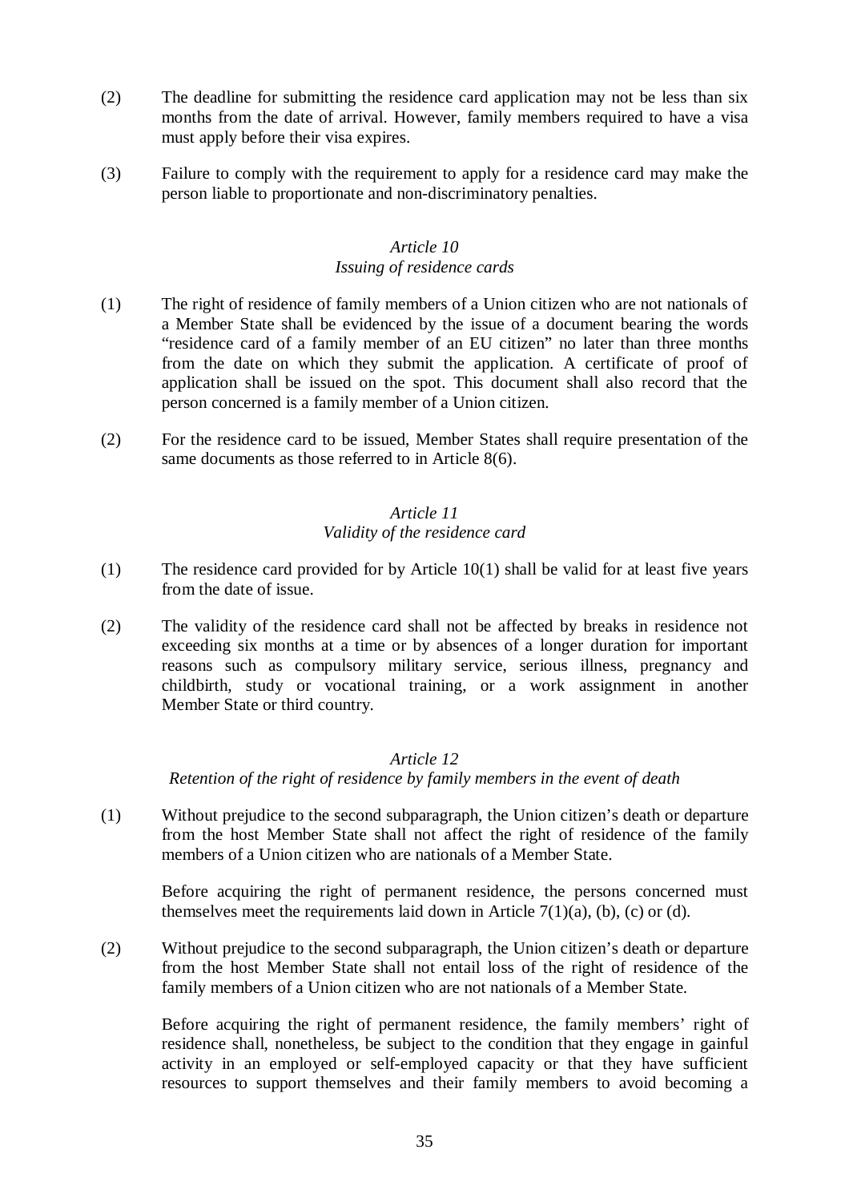(2) The deadline for submitting the residence card application may not be less than six months from the date of arrival. However, family members required to have a visa must apply before their visa expires.

(3) Failure to comply with the requirement to apply for a residence card may make the person liable to proportionate and non-discriminatory penalties.

*Article 10*
*Issuing of residence cards*

(1) The right of residence of family members of a Union citizen who are not nationals of a Member State shall be evidenced by the issue of a document bearing the words "residence card of a family member of an EU citizen" no later than three months from the date on which they submit the application. A certificate of proof of application shall be issued on the spot. This document shall also record that the person concerned is a family member of a Union citizen.

(2) For the residence card to be issued, Member States shall require presentation of the same documents as those referred to in Article 8(6).

*Article 11*
*Validity of the residence card*

(1) The residence card provided for by Article 10(1) shall be valid for at least five years from the date of issue.

(2) The validity of the residence card shall not be affected by breaks in residence not exceeding six months at a time or by absences of a longer duration for important reasons such as compulsory military service, serious illness, pregnancy and childbirth, study or vocational training, or a work assignment in another Member State or third country.

*Article 12*
*Retention of the right of residence by family members in the event of death*

(1) Without prejudice to the second subparagraph, the Union citizen's death or departure from the host Member State shall not affect the right of residence of the family members of a Union citizen who are nationals of a Member State.

Before acquiring the right of permanent residence, the persons concerned must themselves meet the requirements laid down in Article 7(1)(a), (b), (c) or (d).

(2) Without prejudice to the second subparagraph, the Union citizen's death or departure from the host Member State shall not entail loss of the right of residence of the family members of a Union citizen who are not nationals of a Member State.

Before acquiring the right of permanent residence, the family members' right of residence shall, nonetheless, be subject to the condition that they engage in gainful activity in an employed or self-employed capacity or that they have sufficient resources to support themselves and their family members to avoid becoming a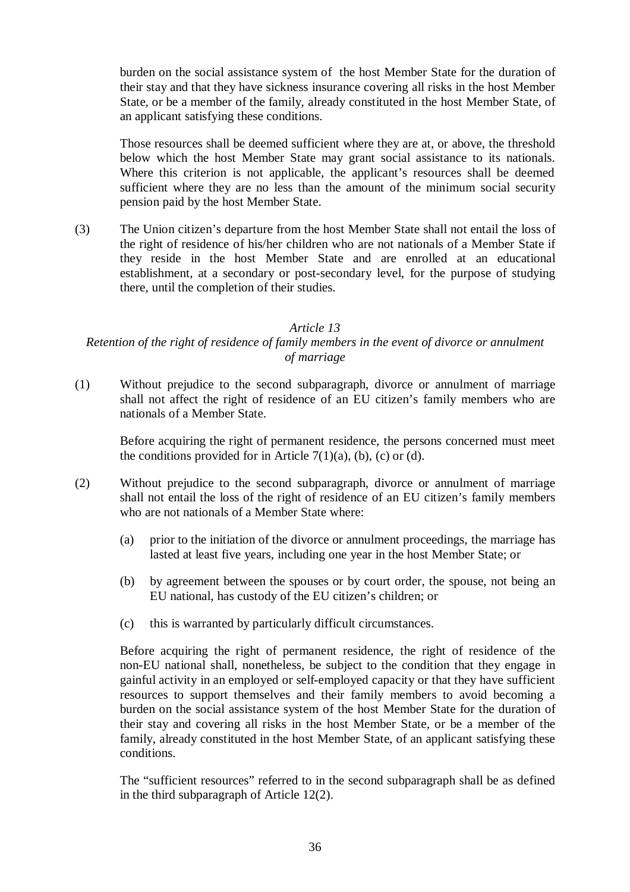burden on the social assistance system of the host Member State for the duration of their stay and that they have sickness insurance covering all risks in the host Member State, or be a member of the family, already constituted in the host Member State, of an applicant satisfying these conditions.

Those resources shall be deemed sufficient where they are at, or above, the threshold below which the host Member State may grant social assistance to its nationals. Where this criterion is not applicable, the applicant's resources shall be deemed sufficient where they are no less than the amount of the minimum social security pension paid by the host Member State.

(3) The Union citizen's departure from the host Member State shall not entail the loss of the right of residence of his/her children who are not nationals of a Member State if they reside in the host Member State and are enrolled at an educational establishment, at a secondary or post-secondary level, for the purpose of studying there, until the completion of their studies.

*Article 13*

*Retention of the right of residence of family members in the event of divorce or annulment of marriage*

(1) Without prejudice to the second subparagraph, divorce or annulment of marriage shall not affect the right of residence of an EU citizen's family members who are nationals of a Member State.

Before acquiring the right of permanent residence, the persons concerned must meet the conditions provided for in Article 7(1)(a), (b), (c) or (d).

(2) Without prejudice to the second subparagraph, divorce or annulment of marriage shall not entail the loss of the right of residence of an EU citizen's family members who are not nationals of a Member State where:

(a) prior to the initiation of the divorce or annulment proceedings, the marriage has lasted at least five years, including one year in the host Member State; or

(b) by agreement between the spouses or by court order, the spouse, not being an EU national, has custody of the EU citizen's children; or

(c) this is warranted by particularly difficult circumstances.

Before acquiring the right of permanent residence, the right of residence of the non-EU national shall, nonetheless, be subject to the condition that they engage in gainful activity in an employed or self-employed capacity or that they have sufficient resources to support themselves and their family members to avoid becoming a burden on the social assistance system of the host Member State for the duration of their stay and covering all risks in the host Member State, or be a member of the family, already constituted in the host Member State, of an applicant satisfying these conditions.

The "sufficient resources" referred to in the second subparagraph shall be as defined in the third subparagraph of Article 12(2).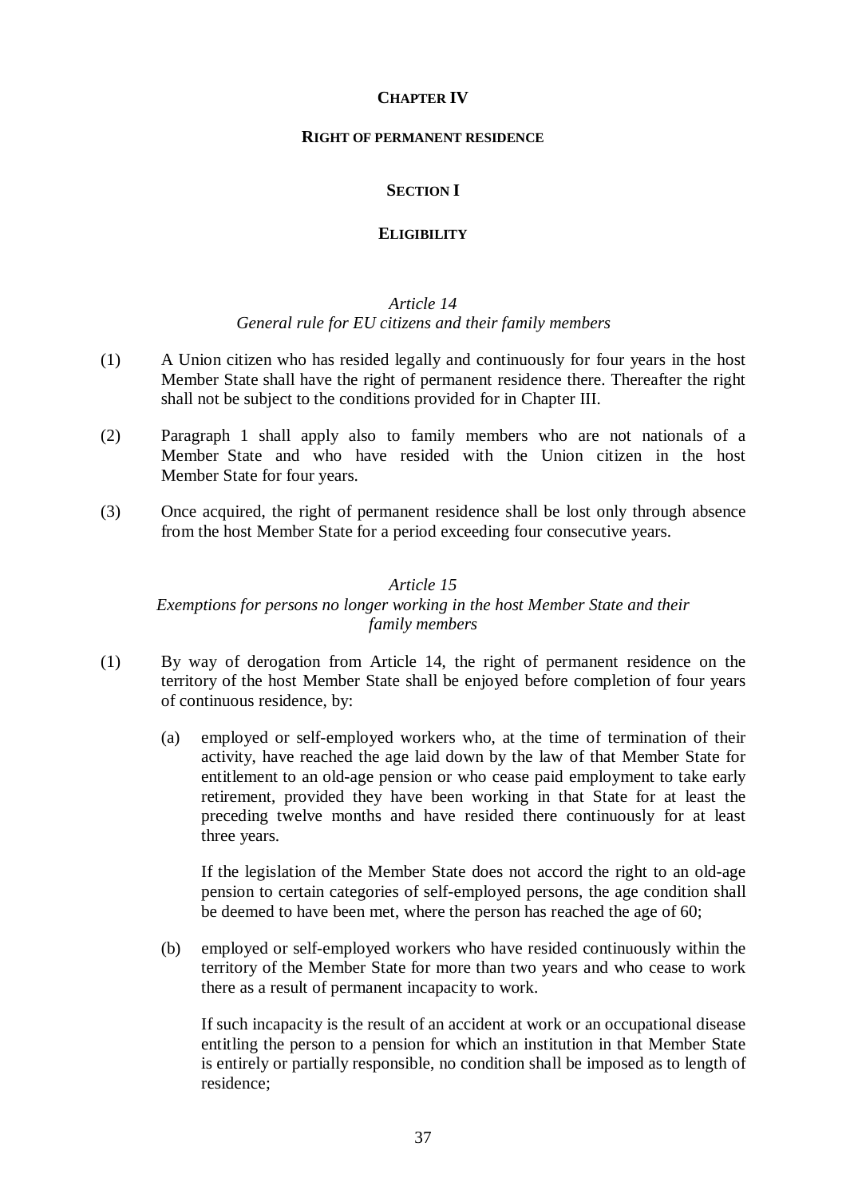# CHAPTER IV

## RIGHT OF PERMANENT RESIDENCE

### SECTION I

### ELIGIBILITY

*Article 14*
*General rule for EU citizens and their family members*

(1) A Union citizen who has resided legally and continuously for four years in the host Member State shall have the right of permanent residence there. Thereafter the right shall not be subject to the conditions provided for in Chapter III.

(2) Paragraph 1 shall apply also to family members who are not nationals of a Member State and who have resided with the Union citizen in the host Member State for four years.

(3) Once acquired, the right of permanent residence shall be lost only through absence from the host Member State for a period exceeding four consecutive years.

*Article 15*
*Exemptions for persons no longer working in the host Member State and their family members*

(1) By way of derogation from Article 14, the right of permanent residence on the territory of the host Member State shall be enjoyed before completion of four years of continuous residence, by:

(a) employed or self-employed workers who, at the time of termination of their activity, have reached the age laid down by the law of that Member State for entitlement to an old-age pension or who cease paid employment to take early retirement, provided they have been working in that State for at least the preceding twelve months and have resided there continuously for at least three years.

If the legislation of the Member State does not accord the right to an old-age pension to certain categories of self-employed persons, the age condition shall be deemed to have been met, where the person has reached the age of 60;

(b) employed or self-employed workers who have resided continuously within the territory of the Member State for more than two years and who cease to work there as a result of permanent incapacity to work.

If such incapacity is the result of an accident at work or an occupational disease entitling the person to a pension for which an institution in that Member State is entirely or partially responsible, no condition shall be imposed as to length of residence;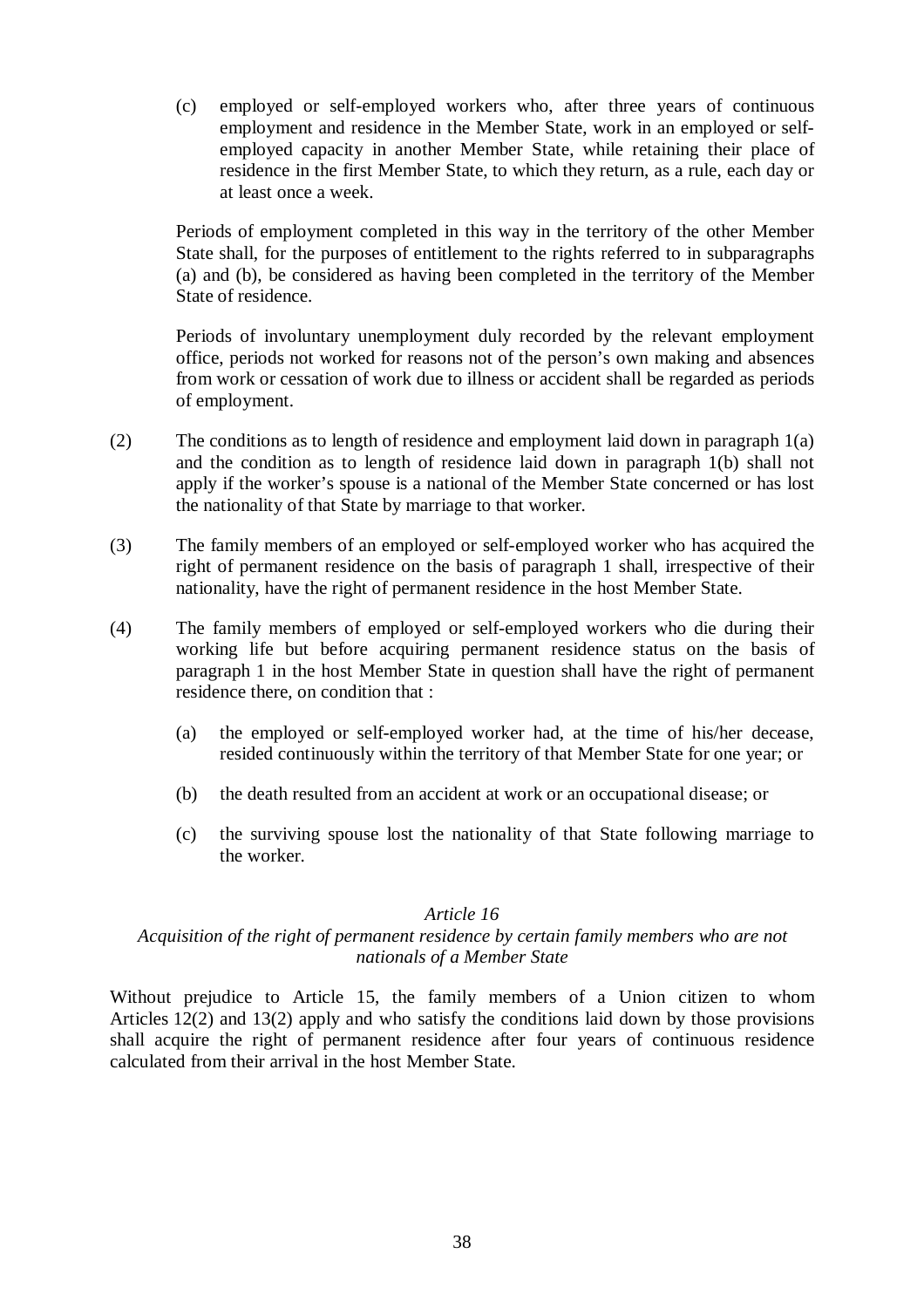(c) employed or self-employed workers who, after three years of continuous employment and residence in the Member State, work in an employed or self-employed capacity in another Member State, while retaining their place of residence in the first Member State, to which they return, as a rule, each day or at least once a week.

Periods of employment completed in this way in the territory of the other Member State shall, for the purposes of entitlement to the rights referred to in subparagraphs (a) and (b), be considered as having been completed in the territory of the Member State of residence.

Periods of involuntary unemployment duly recorded by the relevant employment office, periods not worked for reasons not of the person's own making and absences from work or cessation of work due to illness or accident shall be regarded as periods of employment.

(2) The conditions as to length of residence and employment laid down in paragraph 1(a) and the condition as to length of residence laid down in paragraph 1(b) shall not apply if the worker's spouse is a national of the Member State concerned or has lost the nationality of that State by marriage to that worker.

(3) The family members of an employed or self-employed worker who has acquired the right of permanent residence on the basis of paragraph 1 shall, irrespective of their nationality, have the right of permanent residence in the host Member State.

(4) The family members of employed or self-employed workers who die during their working life but before acquiring permanent residence status on the basis of paragraph 1 in the host Member State in question shall have the right of permanent residence there, on condition that :

(a) the employed or self-employed worker had, at the time of his/her decease, resided continuously within the territory of that Member State for one year; or

(b) the death resulted from an accident at work or an occupational disease; or

(c) the surviving spouse lost the nationality of that State following marriage to the worker.

*Article 16*

*Acquisition of the right of permanent residence by certain family members who are not nationals of a Member State*

Without prejudice to Article 15, the family members of a Union citizen to whom Articles 12(2) and 13(2) apply and who satisfy the conditions laid down by those provisions shall acquire the right of permanent residence after four years of continuous residence calculated from their arrival in the host Member State.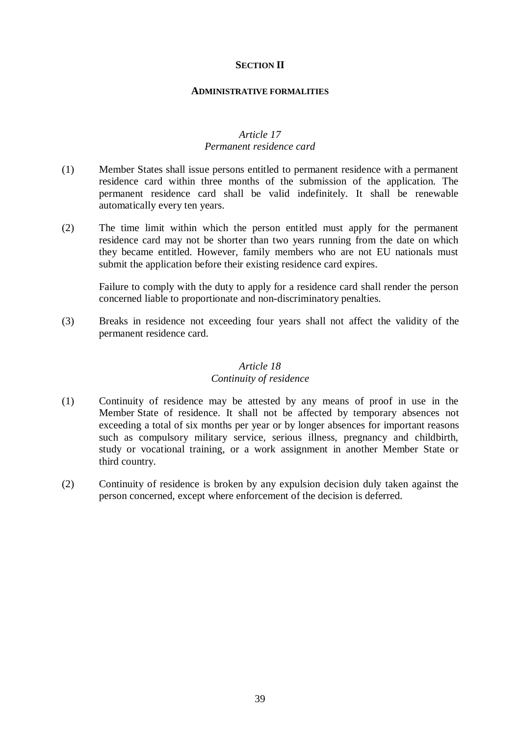## SECTION II

### ADMINISTRATIVE FORMALITIES

*Article 17*
*Permanent residence card*

(1) Member States shall issue persons entitled to permanent residence with a permanent residence card within three months of the submission of the application. The permanent residence card shall be valid indefinitely. It shall be renewable automatically every ten years.

(2) The time limit within which the person entitled must apply for the permanent residence card may not be shorter than two years running from the date on which they became entitled. However, family members who are not EU nationals must submit the application before their existing residence card expires.

Failure to comply with the duty to apply for a residence card shall render the person concerned liable to proportionate and non-discriminatory penalties.

(3) Breaks in residence not exceeding four years shall not affect the validity of the permanent residence card.

*Article 18*
*Continuity of residence*

(1) Continuity of residence may be attested by any means of proof in use in the Member State of residence. It shall not be affected by temporary absences not exceeding a total of six months per year or by longer absences for important reasons such as compulsory military service, serious illness, pregnancy and childbirth, study or vocational training, or a work assignment in another Member State or third country.

(2) Continuity of residence is broken by any expulsion decision duly taken against the person concerned, except where enforcement of the decision is deferred.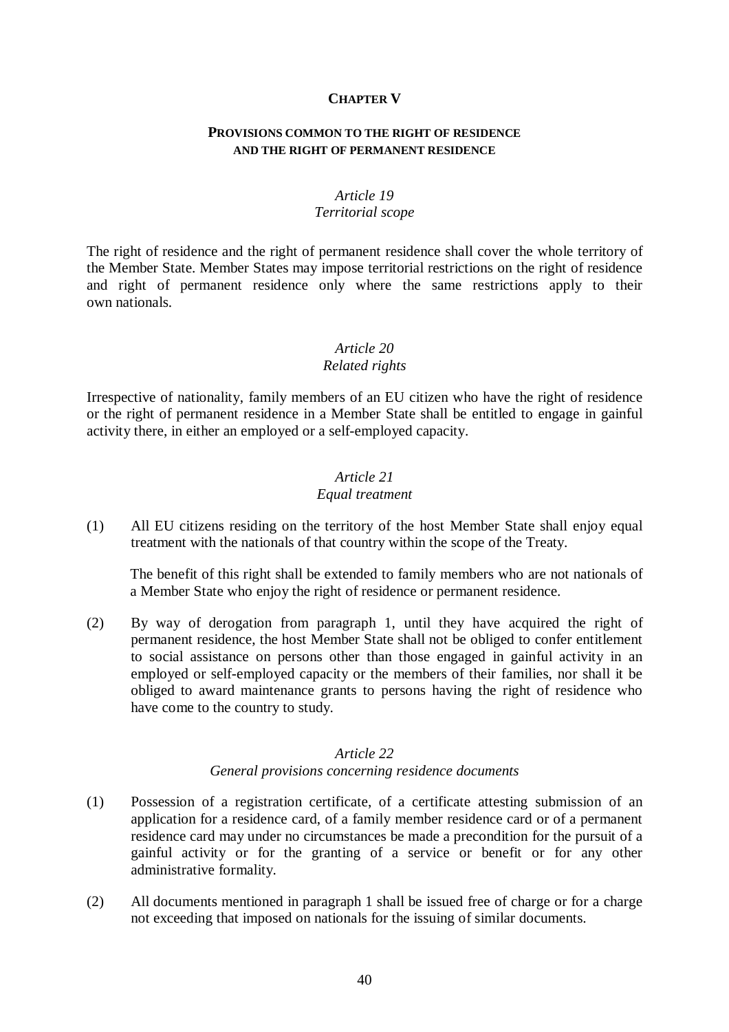## CHAPTER V

### PROVISIONS COMMON TO THE RIGHT OF RESIDENCE AND THE RIGHT OF PERMANENT RESIDENCE

*Article 19*
*Territorial scope*

The right of residence and the right of permanent residence shall cover the whole territory of the Member State. Member States may impose territorial restrictions on the right of residence and right of permanent residence only where the same restrictions apply to their own nationals.

*Article 20*
*Related rights*

Irrespective of nationality, family members of an EU citizen who have the right of residence or the right of permanent residence in a Member State shall be entitled to engage in gainful activity there, in either an employed or a self-employed capacity.

*Article 21*
*Equal treatment*

(1) All EU citizens residing on the territory of the host Member State shall enjoy equal treatment with the nationals of that country within the scope of the Treaty.

The benefit of this right shall be extended to family members who are not nationals of a Member State who enjoy the right of residence or permanent residence.

(2) By way of derogation from paragraph 1, until they have acquired the right of permanent residence, the host Member State shall not be obliged to confer entitlement to social assistance on persons other than those engaged in gainful activity in an employed or self-employed capacity or the members of their families, nor shall it be obliged to award maintenance grants to persons having the right of residence who have come to the country to study.

*Article 22*
*General provisions concerning residence documents*

(1) Possession of a registration certificate, of a certificate attesting submission of an application for a residence card, of a family member residence card or of a permanent residence card may under no circumstances be made a precondition for the pursuit of a gainful activity or for the granting of a service or benefit or for any other administrative formality.

(2) All documents mentioned in paragraph 1 shall be issued free of charge or for a charge not exceeding that imposed on nationals for the issuing of similar documents.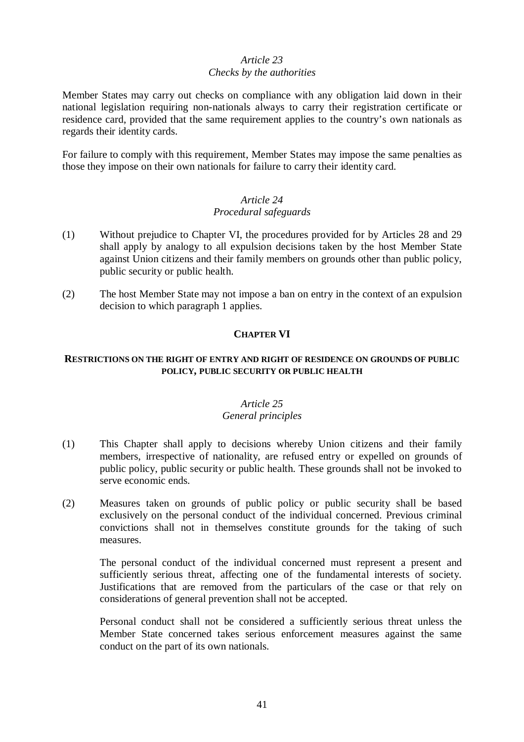*Article 23*
*Checks by the authorities*

Member States may carry out checks on compliance with any obligation laid down in their national legislation requiring non-nationals always to carry their registration certificate or residence card, provided that the same requirement applies to the country's own nationals as regards their identity cards.

For failure to comply with this requirement, Member States may impose the same penalties as those they impose on their own nationals for failure to carry their identity card.

*Article 24*
*Procedural safeguards*

(1) Without prejudice to Chapter VI, the procedures provided for by Articles 28 and 29 shall apply by analogy to all expulsion decisions taken by the host Member State against Union citizens and their family members on grounds other than public policy, public security or public health.

(2) The host Member State may not impose a ban on entry in the context of an expulsion decision to which paragraph 1 applies.

## CHAPTER VI

### RESTRICTIONS ON THE RIGHT OF ENTRY AND RIGHT OF RESIDENCE ON GROUNDS OF PUBLIC POLICY, PUBLIC SECURITY OR PUBLIC HEALTH

*Article 25*
*General principles*

(1) This Chapter shall apply to decisions whereby Union citizens and their family members, irrespective of nationality, are refused entry or expelled on grounds of public policy, public security or public health. These grounds shall not be invoked to serve economic ends.

(2) Measures taken on grounds of public policy or public security shall be based exclusively on the personal conduct of the individual concerned. Previous criminal convictions shall not in themselves constitute grounds for the taking of such measures.

The personal conduct of the individual concerned must represent a present and sufficiently serious threat, affecting one of the fundamental interests of society. Justifications that are removed from the particulars of the case or that rely on considerations of general prevention shall not be accepted.

Personal conduct shall not be considered a sufficiently serious threat unless the Member State concerned takes serious enforcement measures against the same conduct on the part of its own nationals.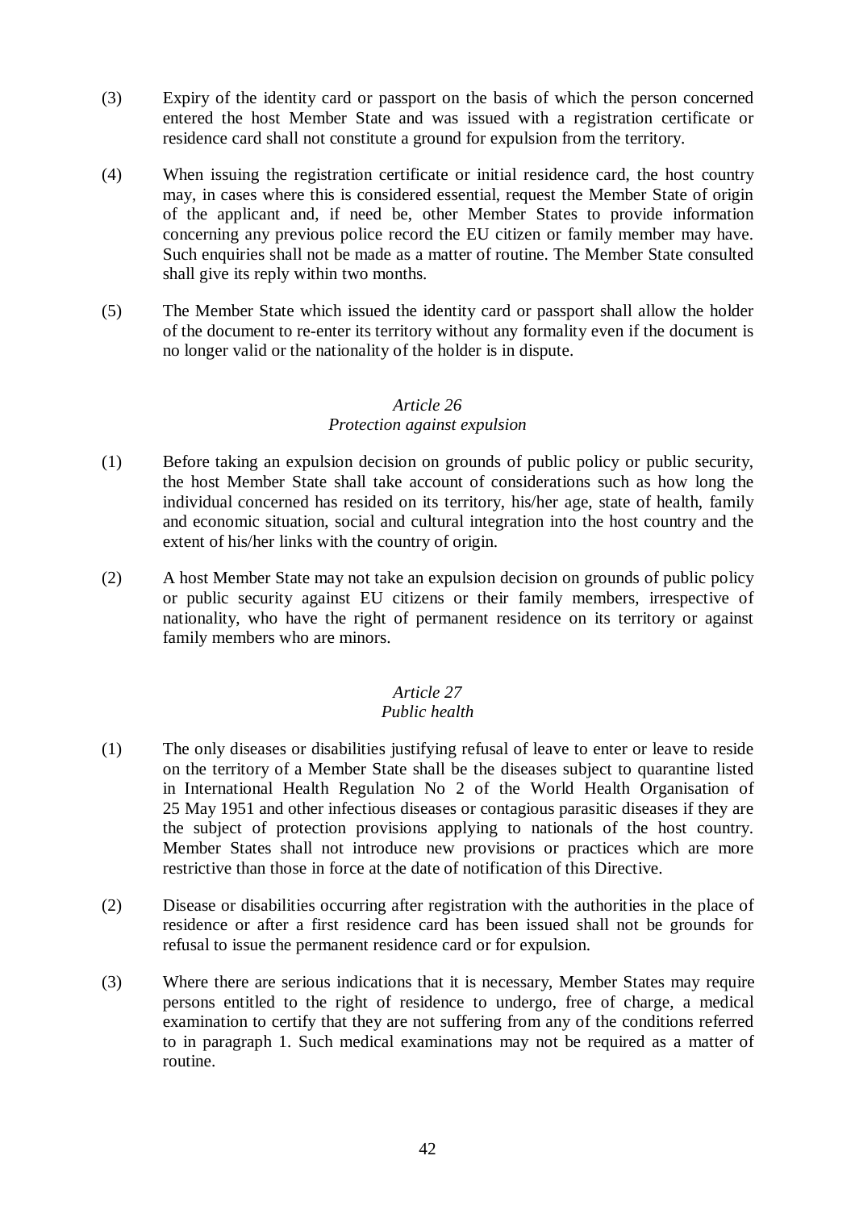(3) Expiry of the identity card or passport on the basis of which the person concerned entered the host Member State and was issued with a registration certificate or residence card shall not constitute a ground for expulsion from the territory.

(4) When issuing the registration certificate or initial residence card, the host country may, in cases where this is considered essential, request the Member State of origin of the applicant and, if need be, other Member States to provide information concerning any previous police record the EU citizen or family member may have. Such enquiries shall not be made as a matter of routine. The Member State consulted shall give its reply within two months.

(5) The Member State which issued the identity card or passport shall allow the holder of the document to re-enter its territory without any formality even if the document is no longer valid or the nationality of the holder is in dispute.

*Article 26*
*Protection against expulsion*

(1) Before taking an expulsion decision on grounds of public policy or public security, the host Member State shall take account of considerations such as how long the individual concerned has resided on its territory, his/her age, state of health, family and economic situation, social and cultural integration into the host country and the extent of his/her links with the country of origin.

(2) A host Member State may not take an expulsion decision on grounds of public policy or public security against EU citizens or their family members, irrespective of nationality, who have the right of permanent residence on its territory or against family members who are minors.

*Article 27*
*Public health*

(1) The only diseases or disabilities justifying refusal of leave to enter or leave to reside on the territory of a Member State shall be the diseases subject to quarantine listed in International Health Regulation No 2 of the World Health Organisation of 25 May 1951 and other infectious diseases or contagious parasitic diseases if they are the subject of protection provisions applying to nationals of the host country. Member States shall not introduce new provisions or practices which are more restrictive than those in force at the date of notification of this Directive.

(2) Disease or disabilities occurring after registration with the authorities in the place of residence or after a first residence card has been issued shall not be grounds for refusal to issue the permanent residence card or for expulsion.

(3) Where there are serious indications that it is necessary, Member States may require persons entitled to the right of residence to undergo, free of charge, a medical examination to certify that they are not suffering from any of the conditions referred to in paragraph 1. Such medical examinations may not be required as a matter of routine.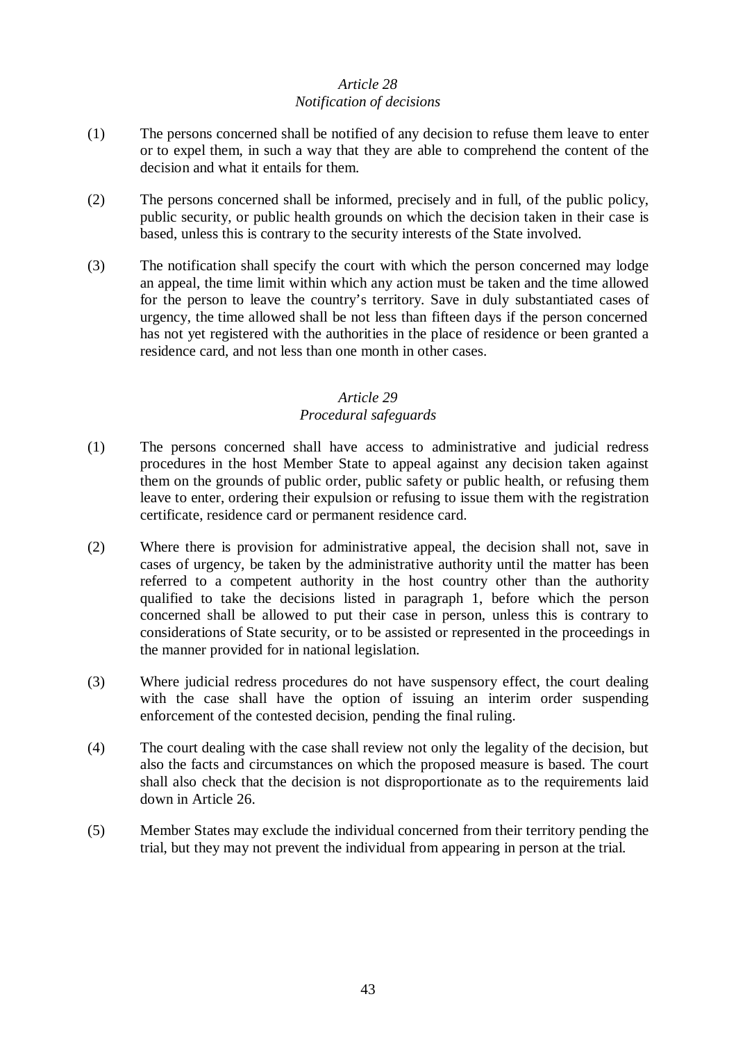*Article 28*
*Notification of decisions*

(1) The persons concerned shall be notified of any decision to refuse them leave to enter or to expel them, in such a way that they are able to comprehend the content of the decision and what it entails for them.

(2) The persons concerned shall be informed, precisely and in full, of the public policy, public security, or public health grounds on which the decision taken in their case is based, unless this is contrary to the security interests of the State involved.

(3) The notification shall specify the court with which the person concerned may lodge an appeal, the time limit within which any action must be taken and the time allowed for the person to leave the country's territory. Save in duly substantiated cases of urgency, the time allowed shall be not less than fifteen days if the person concerned has not yet registered with the authorities in the place of residence or been granted a residence card, and not less than one month in other cases.

*Article 29*
*Procedural safeguards*

(1) The persons concerned shall have access to administrative and judicial redress procedures in the host Member State to appeal against any decision taken against them on the grounds of public order, public safety or public health, or refusing them leave to enter, ordering their expulsion or refusing to issue them with the registration certificate, residence card or permanent residence card.

(2) Where there is provision for administrative appeal, the decision shall not, save in cases of urgency, be taken by the administrative authority until the matter has been referred to a competent authority in the host country other than the authority qualified to take the decisions listed in paragraph 1, before which the person concerned shall be allowed to put their case in person, unless this is contrary to considerations of State security, or to be assisted or represented in the proceedings in the manner provided for in national legislation.

(3) Where judicial redress procedures do not have suspensory effect, the court dealing with the case shall have the option of issuing an interim order suspending enforcement of the contested decision, pending the final ruling.

(4) The court dealing with the case shall review not only the legality of the decision, but also the facts and circumstances on which the proposed measure is based. The court shall also check that the decision is not disproportionate as to the requirements laid down in Article 26.

(5) Member States may exclude the individual concerned from their territory pending the trial, but they may not prevent the individual from appearing in person at the trial.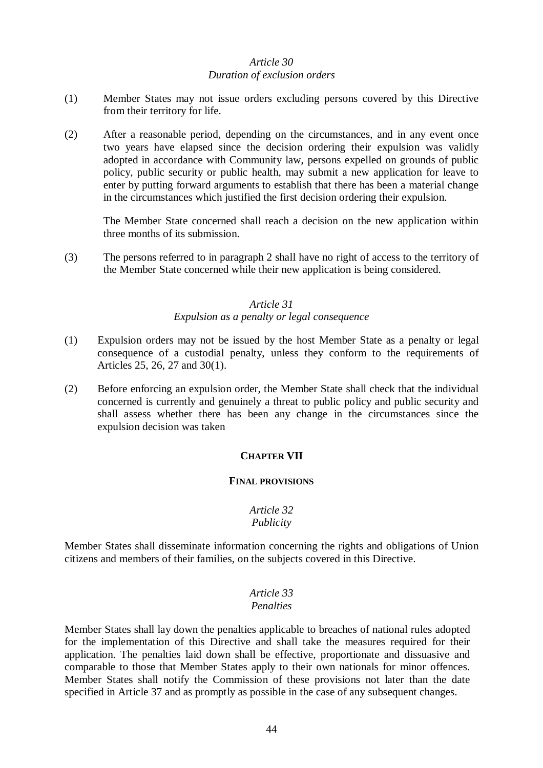*Article 30*
*Duration of exclusion orders*

(1) Member States may not issue orders excluding persons covered by this Directive from their territory for life.

(2) After a reasonable period, depending on the circumstances, and in any event once two years have elapsed since the decision ordering their expulsion was validly adopted in accordance with Community law, persons expelled on grounds of public policy, public security or public health, may submit a new application for leave to enter by putting forward arguments to establish that there has been a material change in the circumstances which justified the first decision ordering their expulsion.

The Member State concerned shall reach a decision on the new application within three months of its submission.

(3) The persons referred to in paragraph 2 shall have no right of access to the territory of the Member State concerned while their new application is being considered.

*Article 31*
*Expulsion as a penalty or legal consequence*

(1) Expulsion orders may not be issued by the host Member State as a penalty or legal consequence of a custodial penalty, unless they conform to the requirements of Articles 25, 26, 27 and 30(1).

(2) Before enforcing an expulsion order, the Member State shall check that the individual concerned is currently and genuinely a threat to public policy and public security and shall assess whether there has been any change in the circumstances since the expulsion decision was taken

## CHAPTER VII

## FINAL PROVISIONS

*Article 32*
*Publicity*

Member States shall disseminate information concerning the rights and obligations of Union citizens and members of their families, on the subjects covered in this Directive.

*Article 33*
*Penalties*

Member States shall lay down the penalties applicable to breaches of national rules adopted for the implementation of this Directive and shall take the measures required for their application. The penalties laid down shall be effective, proportionate and dissuasive and comparable to those that Member States apply to their own nationals for minor offences. Member States shall notify the Commission of these provisions not later than the date specified in Article 37 and as promptly as possible in the case of any subsequent changes.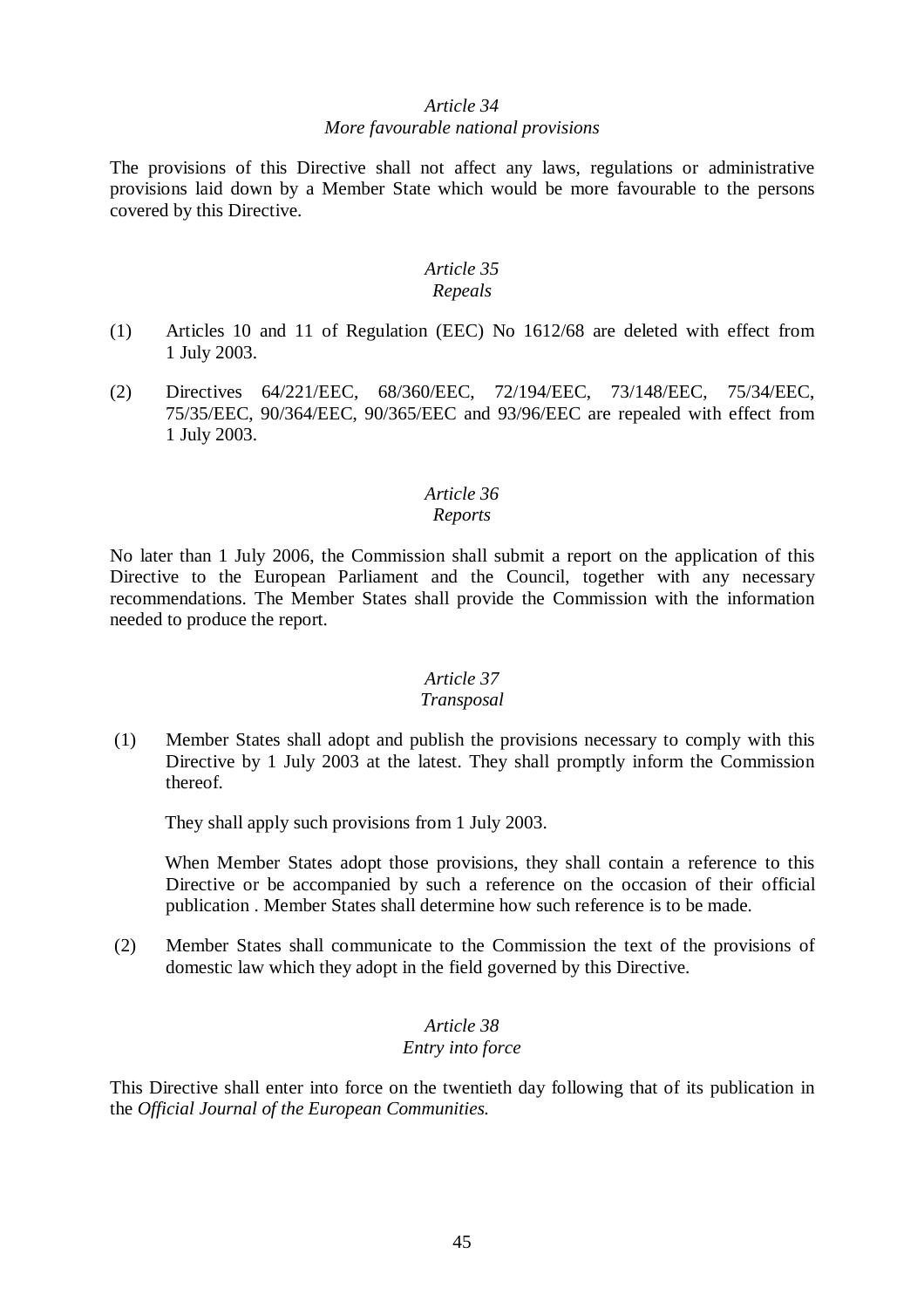*Article 34*
*More favourable national provisions*

The provisions of this Directive shall not affect any laws, regulations or administrative provisions laid down by a Member State which would be more favourable to the persons covered by this Directive.

*Article 35*
*Repeals*

(1) Articles 10 and 11 of Regulation (EEC) No 1612/68 are deleted with effect from 1 July 2003.

(2) Directives 64/221/EEC, 68/360/EEC, 72/194/EEC, 73/148/EEC, 75/34/EEC, 75/35/EEC, 90/364/EEC, 90/365/EEC and 93/96/EEC are repealed with effect from 1 July 2003.

*Article 36*
*Reports*

No later than 1 July 2006, the Commission shall submit a report on the application of this Directive to the European Parliament and the Council, together with any necessary recommendations. The Member States shall provide the Commission with the information needed to produce the report.

*Article 37*
*Transposal*

(1) Member States shall adopt and publish the provisions necessary to comply with this Directive by 1 July 2003 at the latest. They shall promptly inform the Commission thereof.

They shall apply such provisions from 1 July 2003.

When Member States adopt those provisions, they shall contain a reference to this Directive or be accompanied by such a reference on the occasion of their official publication . Member States shall determine how such reference is to be made.

(2) Member States shall communicate to the Commission the text of the provisions of domestic law which they adopt in the field governed by this Directive.

*Article 38*
*Entry into force*

This Directive shall enter into force on the twentieth day following that of its publication in the *Official Journal of the European Communities.*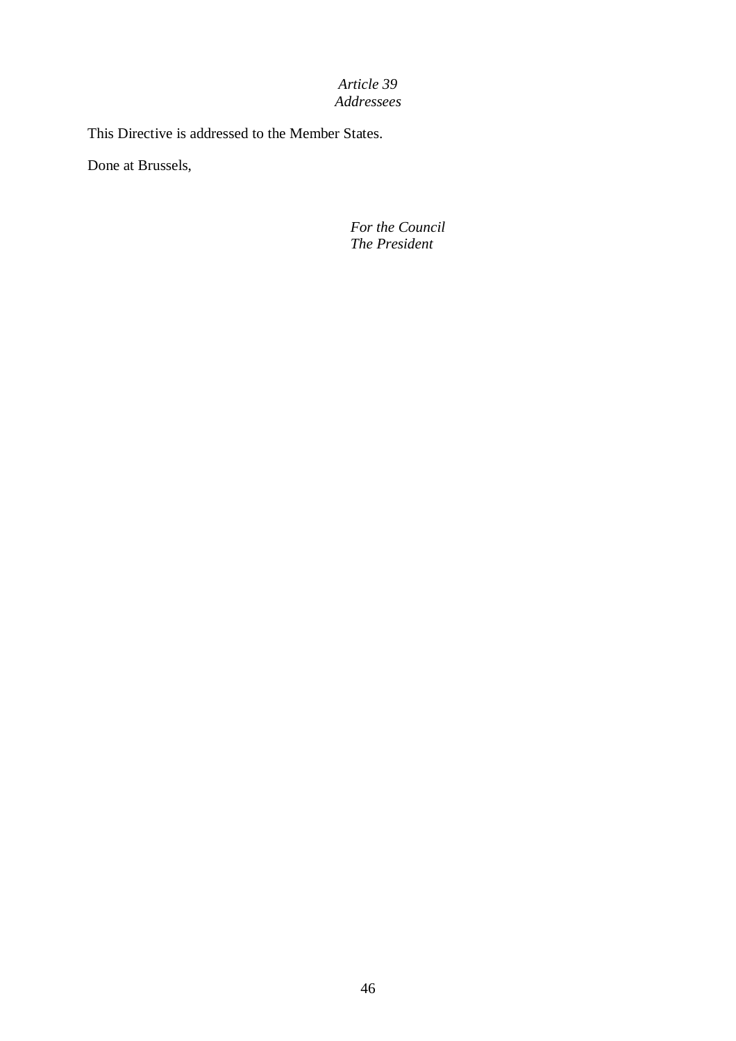*Article 39*
*Addressees*

This Directive is addressed to the Member States.

Done at Brussels,

*For the Council*
*The President*